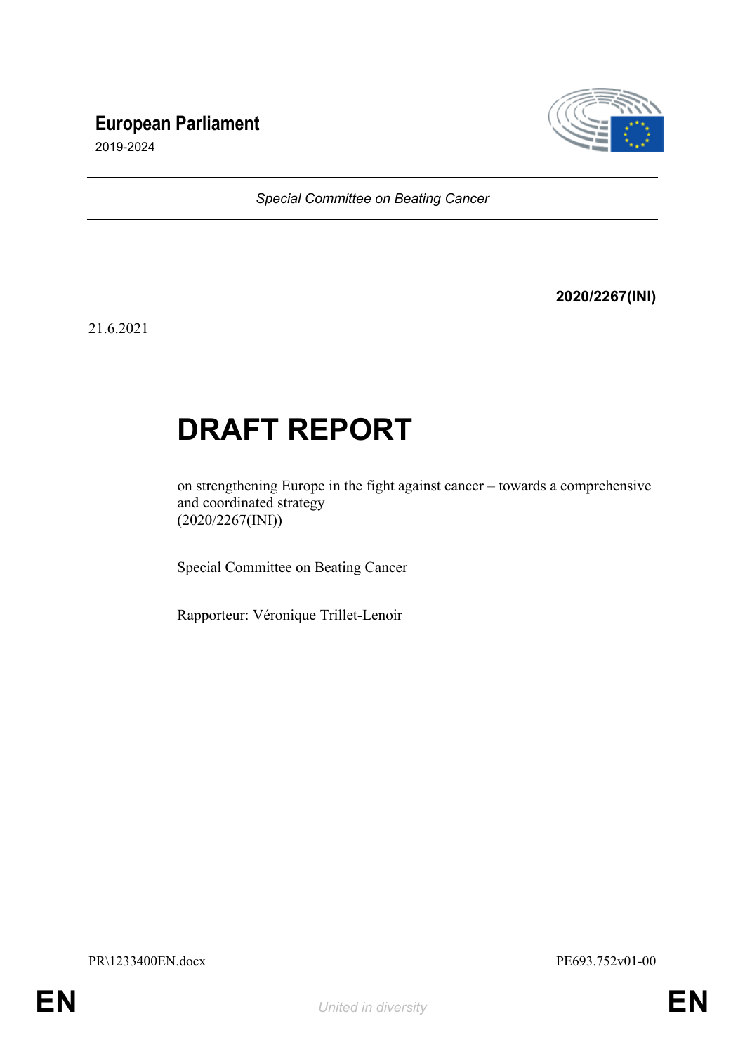**European Parliament**

2019-2024

*Special Committee on Beating Cancer*

**2020/2267(INI)**

21.6.2021

# DRAFT REPORT

on strengthening Europe in the fight against cancer – towards a comprehensive and coordinated strategy
(2020/2267(INI))

Special Committee on Beating Cancer

Rapporteur: Véronique Trillet-Lenoir

PR\1233400EN.docx

PE693.752v01-00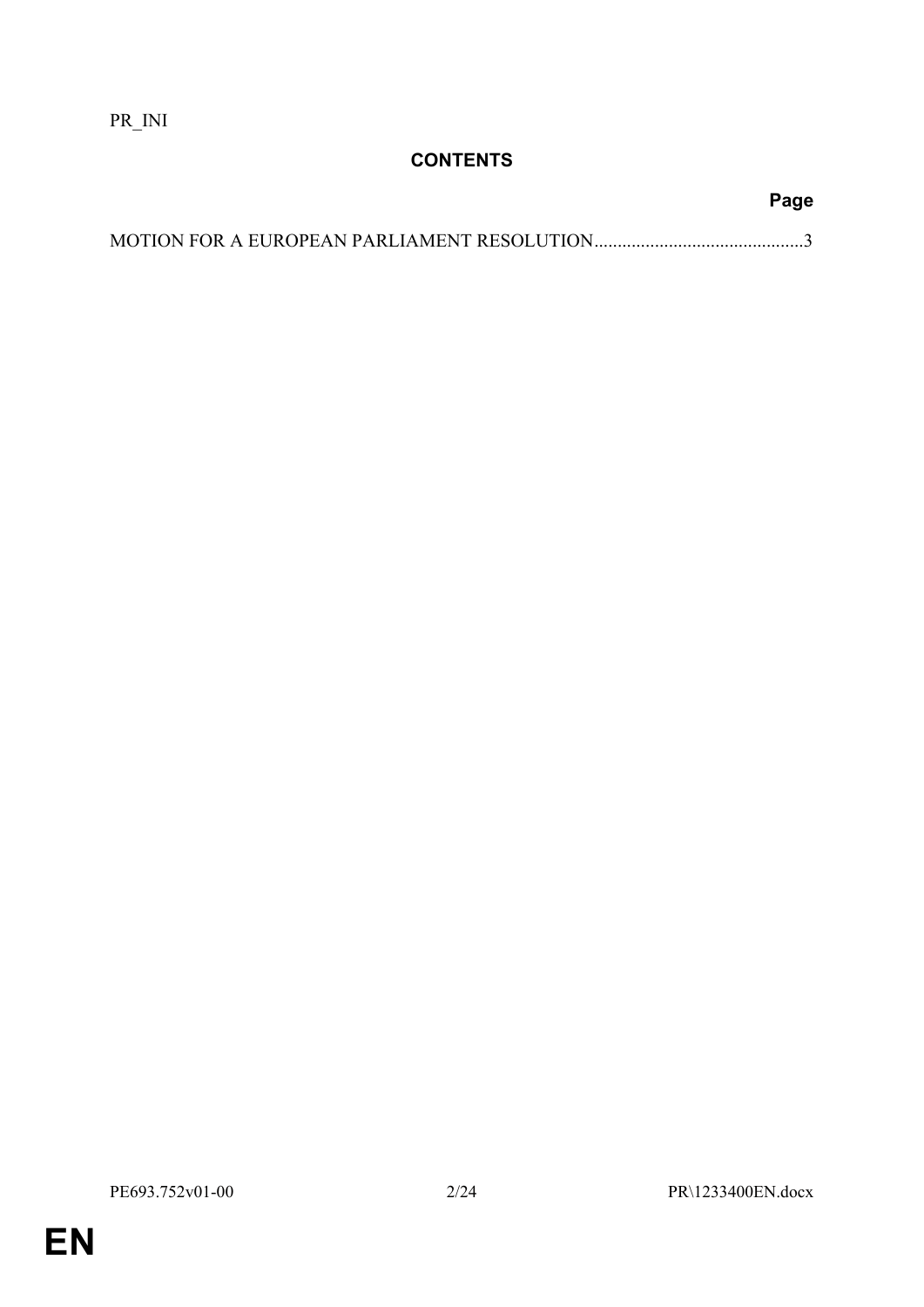PR_INI

## CONTENTS

| | Page |
|---|---|
| MOTION FOR A EUROPEAN PARLIAMENT RESOLUTION | 3 |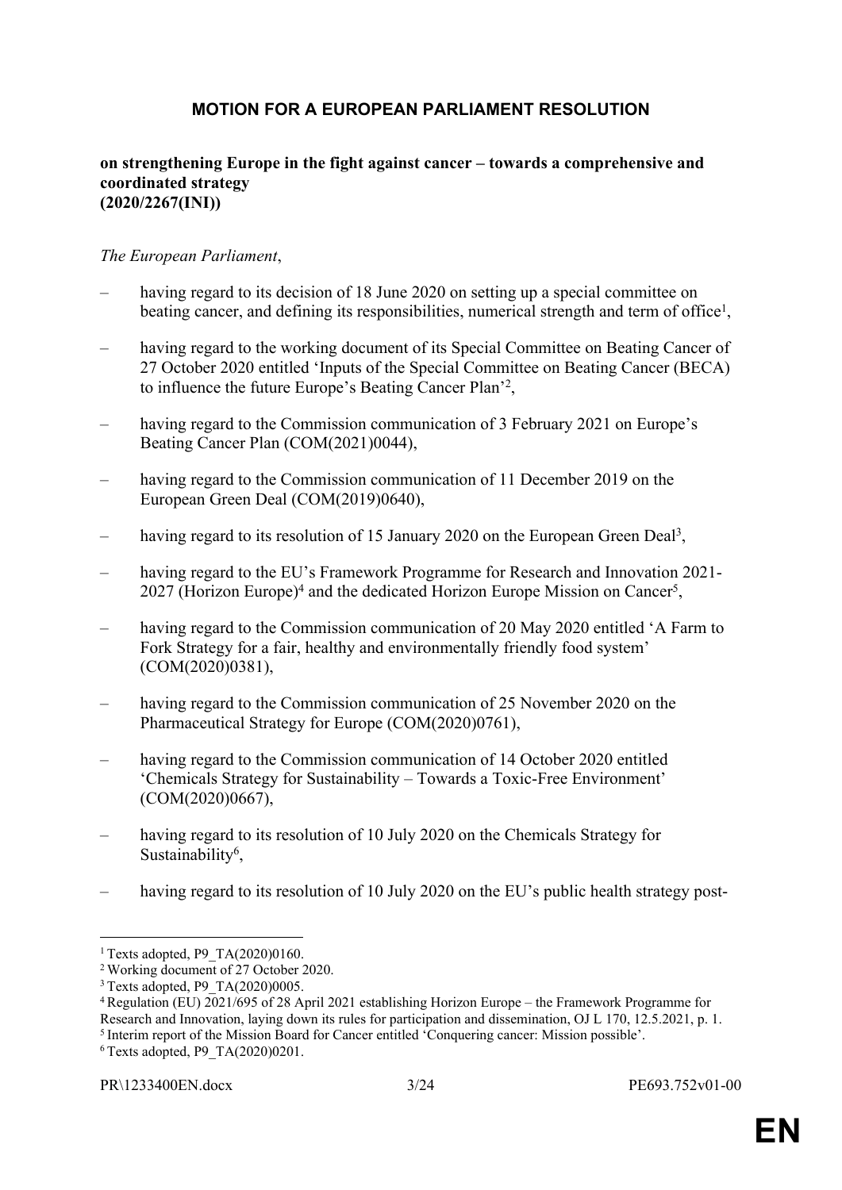# MOTION FOR A EUROPEAN PARLIAMENT RESOLUTION

**on strengthening Europe in the fight against cancer – towards a comprehensive and coordinated strategy**
**(2020/2267(INI))**

*The European Parliament*,

– having regard to its decision of 18 June 2020 on setting up a special committee on beating cancer, and defining its responsibilities, numerical strength and term of office[1],

– having regard to the working document of its Special Committee on Beating Cancer of 27 October 2020 entitled 'Inputs of the Special Committee on Beating Cancer (BECA) to influence the future Europe's Beating Cancer Plan'[2],

– having regard to the Commission communication of 3 February 2021 on Europe's Beating Cancer Plan (COM(2021)0044),

– having regard to the Commission communication of 11 December 2019 on the European Green Deal (COM(2019)0640),

– having regard to its resolution of 15 January 2020 on the European Green Deal[3],

– having regard to the EU's Framework Programme for Research and Innovation 2021-2027 (Horizon Europe)[4] and the dedicated Horizon Europe Mission on Cancer[5],

– having regard to the Commission communication of 20 May 2020 entitled 'A Farm to Fork Strategy for a fair, healthy and environmentally friendly food system' (COM(2020)0381),

– having regard to the Commission communication of 25 November 2020 on the Pharmaceutical Strategy for Europe (COM(2020)0761),

– having regard to the Commission communication of 14 October 2020 entitled 'Chemicals Strategy for Sustainability – Towards a Toxic-Free Environment' (COM(2020)0667),

– having regard to its resolution of 10 July 2020 on the Chemicals Strategy for Sustainability[6],

– having regard to its resolution of 10 July 2020 on the EU's public health strategy post-

---

[1] Texts adopted, P9_TA(2020)0160.
[2] Working document of 27 October 2020.
[3] Texts adopted, P9_TA(2020)0005.
[4] Regulation (EU) 2021/695 of 28 April 2021 establishing Horizon Europe – the Framework Programme for Research and Innovation, laying down its rules for participation and dissemination, OJ L 170, 12.5.2021, p. 1.
[5] Interim report of the Mission Board for Cancer entitled 'Conquering cancer: Mission possible'.
[6] Texts adopted, P9_TA(2020)0201.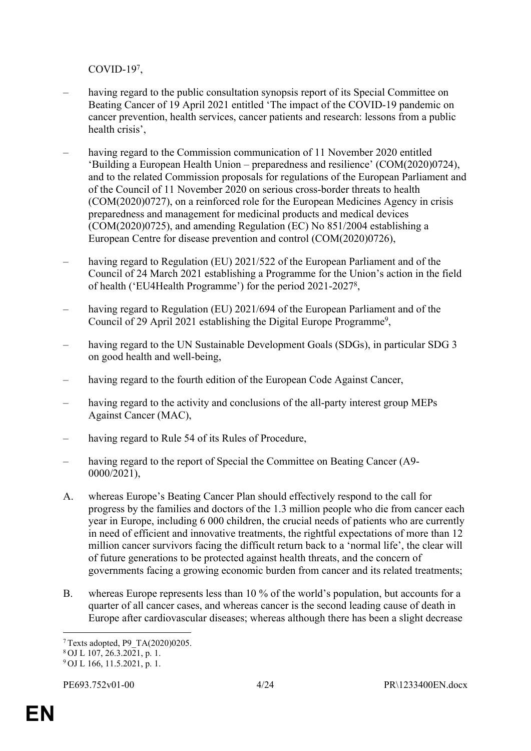COVID-19[7],

– having regard to the public consultation synopsis report of its Special Committee on Beating Cancer of 19 April 2021 entitled 'The impact of the COVID-19 pandemic on cancer prevention, health services, cancer patients and research: lessons from a public health crisis',

– having regard to the Commission communication of 11 November 2020 entitled 'Building a European Health Union – preparedness and resilience' (COM(2020)0724), and to the related Commission proposals for regulations of the European Parliament and of the Council of 11 November 2020 on serious cross-border threats to health (COM(2020)0727), on a reinforced role for the European Medicines Agency in crisis preparedness and management for medicinal products and medical devices (COM(2020)0725), and amending Regulation (EC) No 851/2004 establishing a European Centre for disease prevention and control (COM(2020)0726),

– having regard to Regulation (EU) 2021/522 of the European Parliament and of the Council of 24 March 2021 establishing a Programme for the Union's action in the field of health ('EU4Health Programme') for the period 2021-2027[8],

– having regard to Regulation (EU) 2021/694 of the European Parliament and of the Council of 29 April 2021 establishing the Digital Europe Programme[9],

– having regard to the UN Sustainable Development Goals (SDGs), in particular SDG 3 on good health and well-being,

– having regard to the fourth edition of the European Code Against Cancer,

– having regard to the activity and conclusions of the all-party interest group MEPs Against Cancer (MAC),

– having regard to Rule 54 of its Rules of Procedure,

– having regard to the report of Special the Committee on Beating Cancer (A9-0000/2021),

A. whereas Europe's Beating Cancer Plan should effectively respond to the call for progress by the families and doctors of the 1.3 million people who die from cancer each year in Europe, including 6 000 children, the crucial needs of patients who are currently in need of efficient and innovative treatments, the rightful expectations of more than 12 million cancer survivors facing the difficult return back to a 'normal life', the clear will of future generations to be protected against health threats, and the concern of governments facing a growing economic burden from cancer and its related treatments;

B. whereas Europe represents less than 10 % of the world's population, but accounts for a quarter of all cancer cases, and whereas cancer is the second leading cause of death in Europe after cardiovascular diseases; whereas although there has been a slight decrease

---

[7] Texts adopted, P9_TA(2020)0205.

[8] OJ L 107, 26.3.2021, p. 1.

[9] OJ L 166, 11.5.2021, p. 1.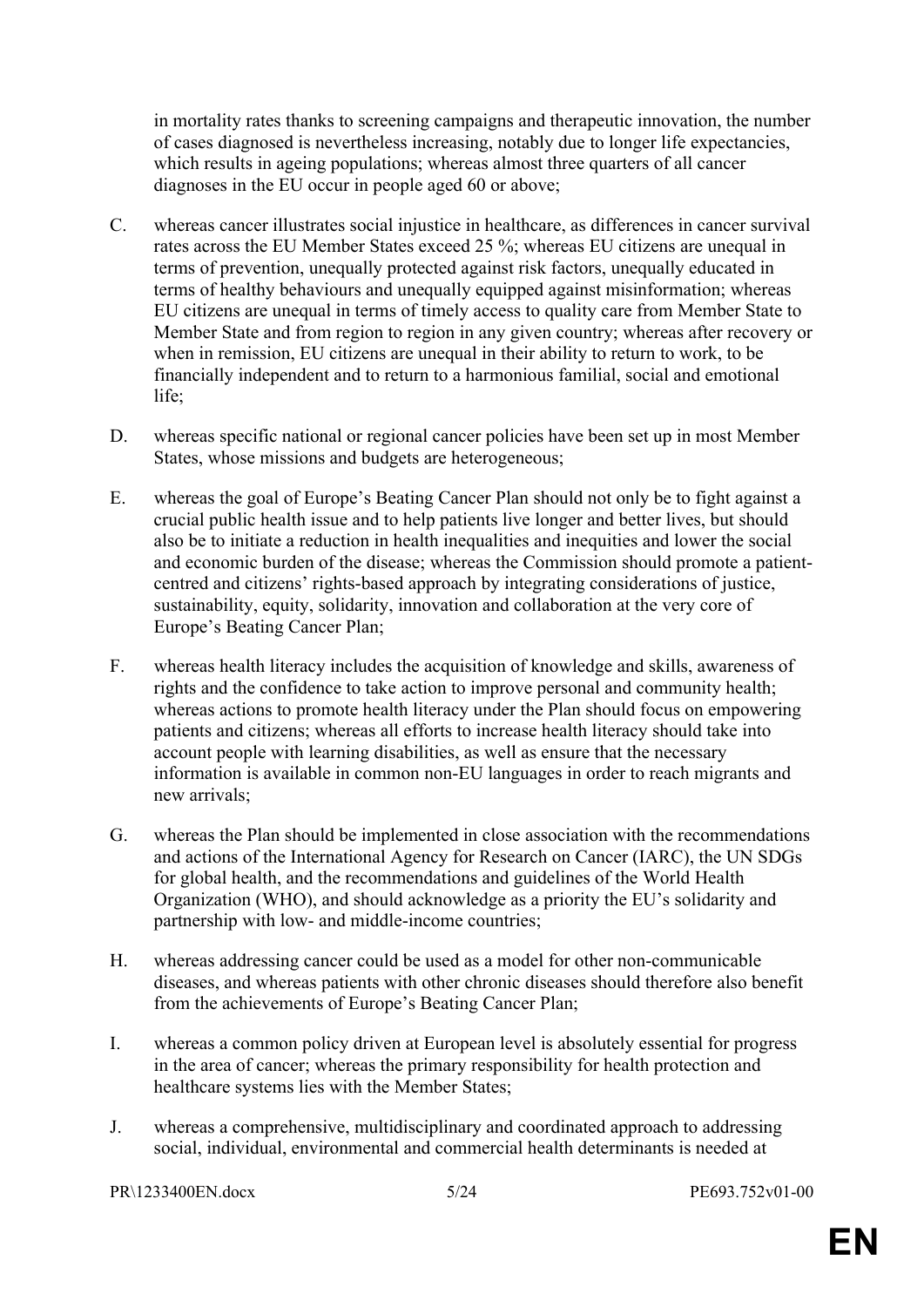in mortality rates thanks to screening campaigns and therapeutic innovation, the number of cases diagnosed is nevertheless increasing, notably due to longer life expectancies, which results in ageing populations; whereas almost three quarters of all cancer diagnoses in the EU occur in people aged 60 or above;

C. whereas cancer illustrates social injustice in healthcare, as differences in cancer survival rates across the EU Member States exceed 25 %; whereas EU citizens are unequal in terms of prevention, unequally protected against risk factors, unequally educated in terms of healthy behaviours and unequally equipped against misinformation; whereas EU citizens are unequal in terms of timely access to quality care from Member State to Member State and from region to region in any given country; whereas after recovery or when in remission, EU citizens are unequal in their ability to return to work, to be financially independent and to return to a harmonious familial, social and emotional life;

D. whereas specific national or regional cancer policies have been set up in most Member States, whose missions and budgets are heterogeneous;

E. whereas the goal of Europe's Beating Cancer Plan should not only be to fight against a crucial public health issue and to help patients live longer and better lives, but should also be to initiate a reduction in health inequalities and inequities and lower the social and economic burden of the disease; whereas the Commission should promote a patient-centred and citizens' rights-based approach by integrating considerations of justice, sustainability, equity, solidarity, innovation and collaboration at the very core of Europe's Beating Cancer Plan;

F. whereas health literacy includes the acquisition of knowledge and skills, awareness of rights and the confidence to take action to improve personal and community health; whereas actions to promote health literacy under the Plan should focus on empowering patients and citizens; whereas all efforts to increase health literacy should take into account people with learning disabilities, as well as ensure that the necessary information is available in common non-EU languages in order to reach migrants and new arrivals;

G. whereas the Plan should be implemented in close association with the recommendations and actions of the International Agency for Research on Cancer (IARC), the UN SDGs for global health, and the recommendations and guidelines of the World Health Organization (WHO), and should acknowledge as a priority the EU's solidarity and partnership with low- and middle-income countries;

H. whereas addressing cancer could be used as a model for other non-communicable diseases, and whereas patients with other chronic diseases should therefore also benefit from the achievements of Europe's Beating Cancer Plan;

I. whereas a common policy driven at European level is absolutely essential for progress in the area of cancer; whereas the primary responsibility for health protection and healthcare systems lies with the Member States;

J. whereas a comprehensive, multidisciplinary and coordinated approach to addressing social, individual, environmental and commercial health determinants is needed at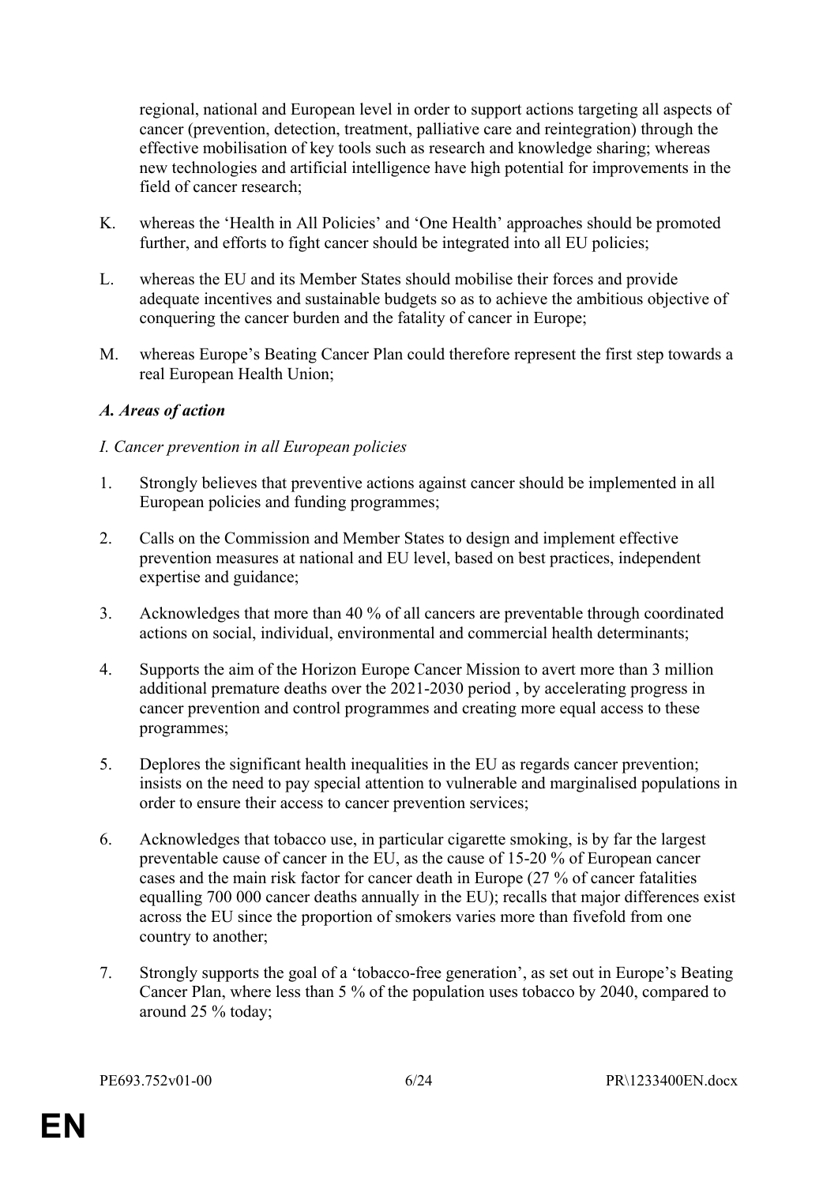regional, national and European level in order to support actions targeting all aspects of cancer (prevention, detection, treatment, palliative care and reintegration) through the effective mobilisation of key tools such as research and knowledge sharing; whereas new technologies and artificial intelligence have high potential for improvements in the field of cancer research;

K. whereas the 'Health in All Policies' and 'One Health' approaches should be promoted further, and efforts to fight cancer should be integrated into all EU policies;

L. whereas the EU and its Member States should mobilise their forces and provide adequate incentives and sustainable budgets so as to achieve the ambitious objective of conquering the cancer burden and the fatality of cancer in Europe;

M. whereas Europe's Beating Cancer Plan could therefore represent the first step towards a real European Health Union;

***A. Areas of action***

*I. Cancer prevention in all European policies*

1. Strongly believes that preventive actions against cancer should be implemented in all European policies and funding programmes;

2. Calls on the Commission and Member States to design and implement effective prevention measures at national and EU level, based on best practices, independent expertise and guidance;

3. Acknowledges that more than 40 % of all cancers are preventable through coordinated actions on social, individual, environmental and commercial health determinants;

4. Supports the aim of the Horizon Europe Cancer Mission to avert more than 3 million additional premature deaths over the 2021-2030 period , by accelerating progress in cancer prevention and control programmes and creating more equal access to these programmes;

5. Deplores the significant health inequalities in the EU as regards cancer prevention; insists on the need to pay special attention to vulnerable and marginalised populations in order to ensure their access to cancer prevention services;

6. Acknowledges that tobacco use, in particular cigarette smoking, is by far the largest preventable cause of cancer in the EU, as the cause of 15-20 % of European cancer cases and the main risk factor for cancer death in Europe (27 % of cancer fatalities equalling 700 000 cancer deaths annually in the EU); recalls that major differences exist across the EU since the proportion of smokers varies more than fivefold from one country to another;

7. Strongly supports the goal of a 'tobacco-free generation', as set out in Europe's Beating Cancer Plan, where less than 5 % of the population uses tobacco by 2040, compared to around 25 % today;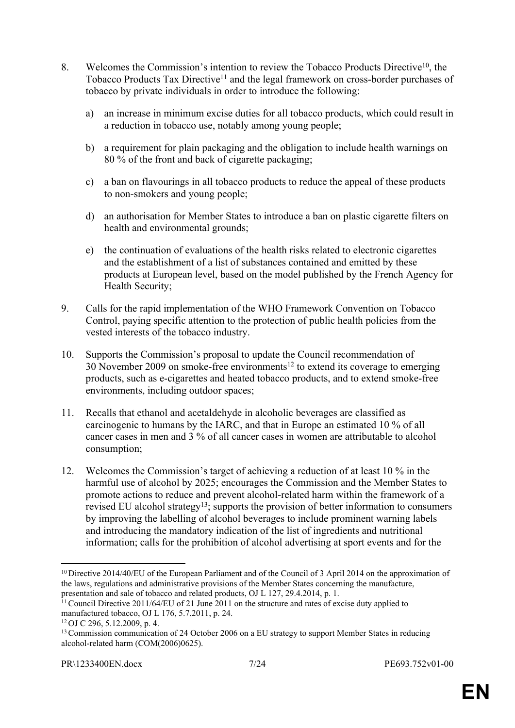8. Welcomes the Commission's intention to review the Tobacco Products Directive[10], the Tobacco Products Tax Directive[11] and the legal framework on cross-border purchases of tobacco by private individuals in order to introduce the following:

    a) an increase in minimum excise duties for all tobacco products, which could result in a reduction in tobacco use, notably among young people;

    b) a requirement for plain packaging and the obligation to include health warnings on 80 % of the front and back of cigarette packaging;

    c) a ban on flavourings in all tobacco products to reduce the appeal of these products to non-smokers and young people;

    d) an authorisation for Member States to introduce a ban on plastic cigarette filters on health and environmental grounds;

    e) the continuation of evaluations of the health risks related to electronic cigarettes and the establishment of a list of substances contained and emitted by these products at European level, based on the model published by the French Agency for Health Security;

9. Calls for the rapid implementation of the WHO Framework Convention on Tobacco Control, paying specific attention to the protection of public health policies from the vested interests of the tobacco industry.

10. Supports the Commission's proposal to update the Council recommendation of 30 November 2009 on smoke-free environments[12] to extend its coverage to emerging products, such as e-cigarettes and heated tobacco products, and to extend smoke-free environments, including outdoor spaces;

11. Recalls that ethanol and acetaldehyde in alcoholic beverages are classified as carcinogenic to humans by the IARC, and that in Europe an estimated 10 % of all cancer cases in men and 3 % of all cancer cases in women are attributable to alcohol consumption;

12. Welcomes the Commission's target of achieving a reduction of at least 10 % in the harmful use of alcohol by 2025; encourages the Commission and the Member States to promote actions to reduce and prevent alcohol-related harm within the framework of a revised EU alcohol strategy[13]; supports the provision of better information to consumers by improving the labelling of alcohol beverages to include prominent warning labels and introducing the mandatory indication of the list of ingredients and nutritional information; calls for the prohibition of alcohol advertising at sport events and for the

---

[10] Directive 2014/40/EU of the European Parliament and of the Council of 3 April 2014 on the approximation of the laws, regulations and administrative provisions of the Member States concerning the manufacture, presentation and sale of tobacco and related products, OJ L 127, 29.4.2014, p. 1.

[11] Council Directive 2011/64/EU of 21 June 2011 on the structure and rates of excise duty applied to manufactured tobacco, OJ L 176, 5.7.2011, p. 24.

[12] OJ C 296, 5.12.2009, p. 4.

[13] Commission communication of 24 October 2006 on a EU strategy to support Member States in reducing alcohol-related harm (COM(2006)0625).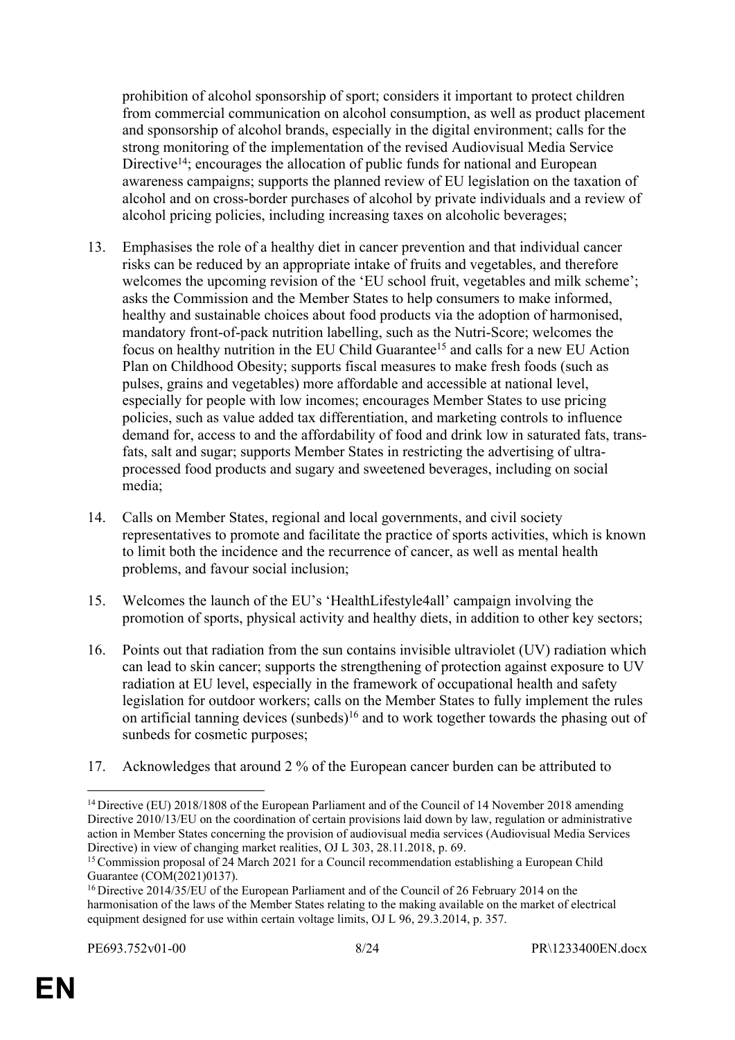prohibition of alcohol sponsorship of sport; considers it important to protect children from commercial communication on alcohol consumption, as well as product placement and sponsorship of alcohol brands, especially in the digital environment; calls for the strong monitoring of the implementation of the revised Audiovisual Media Service Directive[14]; encourages the allocation of public funds for national and European awareness campaigns; supports the planned review of EU legislation on the taxation of alcohol and on cross-border purchases of alcohol by private individuals and a review of alcohol pricing policies, including increasing taxes on alcoholic beverages;

13. Emphasises the role of a healthy diet in cancer prevention and that individual cancer risks can be reduced by an appropriate intake of fruits and vegetables, and therefore welcomes the upcoming revision of the 'EU school fruit, vegetables and milk scheme'; asks the Commission and the Member States to help consumers to make informed, healthy and sustainable choices about food products via the adoption of harmonised, mandatory front-of-pack nutrition labelling, such as the Nutri-Score; welcomes the focus on healthy nutrition in the EU Child Guarantee[15] and calls for a new EU Action Plan on Childhood Obesity; supports fiscal measures to make fresh foods (such as pulses, grains and vegetables) more affordable and accessible at national level, especially for people with low incomes; encourages Member States to use pricing policies, such as value added tax differentiation, and marketing controls to influence demand for, access to and the affordability of food and drink low in saturated fats, trans-fats, salt and sugar; supports Member States in restricting the advertising of ultra-processed food products and sugary and sweetened beverages, including on social media;

14. Calls on Member States, regional and local governments, and civil society representatives to promote and facilitate the practice of sports activities, which is known to limit both the incidence and the recurrence of cancer, as well as mental health problems, and favour social inclusion;

15. Welcomes the launch of the EU's 'HealthLifestyle4all' campaign involving the promotion of sports, physical activity and healthy diets, in addition to other key sectors;

16. Points out that radiation from the sun contains invisible ultraviolet (UV) radiation which can lead to skin cancer; supports the strengthening of protection against exposure to UV radiation at EU level, especially in the framework of occupational health and safety legislation for outdoor workers; calls on the Member States to fully implement the rules on artificial tanning devices (sunbeds)[16] and to work together towards the phasing out of sunbeds for cosmetic purposes;

17. Acknowledges that around 2 % of the European cancer burden can be attributed to

---

[14] Directive (EU) 2018/1808 of the European Parliament and of the Council of 14 November 2018 amending Directive 2010/13/EU on the coordination of certain provisions laid down by law, regulation or administrative action in Member States concerning the provision of audiovisual media services (Audiovisual Media Services Directive) in view of changing market realities, OJ L 303, 28.11.2018, p. 69.

[15] Commission proposal of 24 March 2021 for a Council recommendation establishing a European Child Guarantee (COM(2021)0137).

[16] Directive 2014/35/EU of the European Parliament and of the Council of 26 February 2014 on the harmonisation of the laws of the Member States relating to the making available on the market of electrical equipment designed for use within certain voltage limits, OJ L 96, 29.3.2014, p. 357.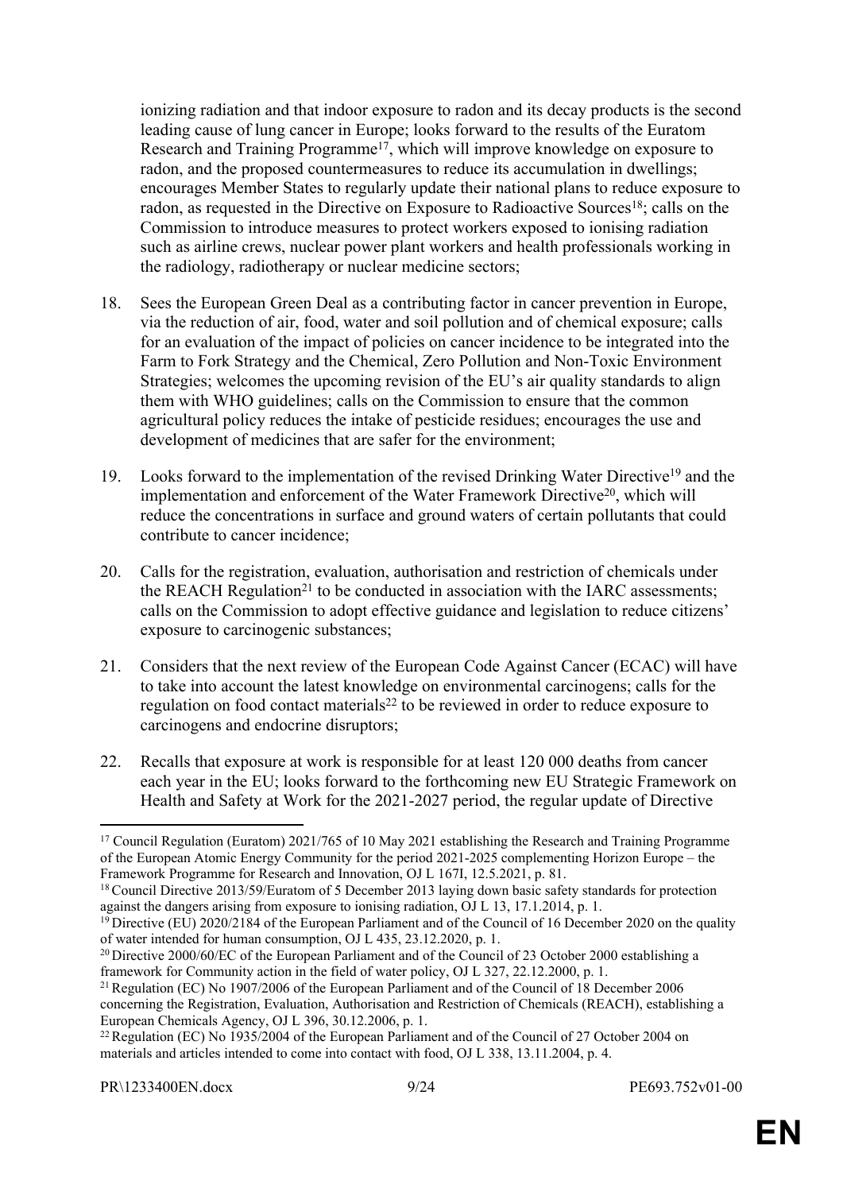ionizing radiation and that indoor exposure to radon and its decay products is the second leading cause of lung cancer in Europe; looks forward to the results of the Euratom Research and Training Programme[17], which will improve knowledge on exposure to radon, and the proposed countermeasures to reduce its accumulation in dwellings; encourages Member States to regularly update their national plans to reduce exposure to radon, as requested in the Directive on Exposure to Radioactive Sources[18]; calls on the Commission to introduce measures to protect workers exposed to ionising radiation such as airline crews, nuclear power plant workers and health professionals working in the radiology, radiotherapy or nuclear medicine sectors;

18. Sees the European Green Deal as a contributing factor in cancer prevention in Europe, via the reduction of air, food, water and soil pollution and of chemical exposure; calls for an evaluation of the impact of policies on cancer incidence to be integrated into the Farm to Fork Strategy and the Chemical, Zero Pollution and Non-Toxic Environment Strategies; welcomes the upcoming revision of the EU's air quality standards to align them with WHO guidelines; calls on the Commission to ensure that the common agricultural policy reduces the intake of pesticide residues; encourages the use and development of medicines that are safer for the environment;

19. Looks forward to the implementation of the revised Drinking Water Directive[19] and the implementation and enforcement of the Water Framework Directive[20], which will reduce the concentrations in surface and ground waters of certain pollutants that could contribute to cancer incidence;

20. Calls for the registration, evaluation, authorisation and restriction of chemicals under the REACH Regulation[21] to be conducted in association with the IARC assessments; calls on the Commission to adopt effective guidance and legislation to reduce citizens' exposure to carcinogenic substances;

21. Considers that the next review of the European Code Against Cancer (ECAC) will have to take into account the latest knowledge on environmental carcinogens; calls for the regulation on food contact materials[22] to be reviewed in order to reduce exposure to carcinogens and endocrine disruptors;

22. Recalls that exposure at work is responsible for at least 120 000 deaths from cancer each year in the EU; looks forward to the forthcoming new EU Strategic Framework on Health and Safety at Work for the 2021-2027 period, the regular update of Directive

---

[17] Council Regulation (Euratom) 2021/765 of 10 May 2021 establishing the Research and Training Programme of the European Atomic Energy Community for the period 2021-2025 complementing Horizon Europe – the Framework Programme for Research and Innovation, OJ L 167I, 12.5.2021, p. 81.

[18] Council Directive 2013/59/Euratom of 5 December 2013 laying down basic safety standards for protection against the dangers arising from exposure to ionising radiation, OJ L 13, 17.1.2014, p. 1.

[19] Directive (EU) 2020/2184 of the European Parliament and of the Council of 16 December 2020 on the quality of water intended for human consumption, OJ L 435, 23.12.2020, p. 1.

[20] Directive 2000/60/EC of the European Parliament and of the Council of 23 October 2000 establishing a framework for Community action in the field of water policy, OJ L 327, 22.12.2000, p. 1.

[21] Regulation (EC) No 1907/2006 of the European Parliament and of the Council of 18 December 2006 concerning the Registration, Evaluation, Authorisation and Restriction of Chemicals (REACH), establishing a European Chemicals Agency, OJ L 396, 30.12.2006, p. 1.

[22] Regulation (EC) No 1935/2004 of the European Parliament and of the Council of 27 October 2004 on materials and articles intended to come into contact with food, OJ L 338, 13.11.2004, p. 4.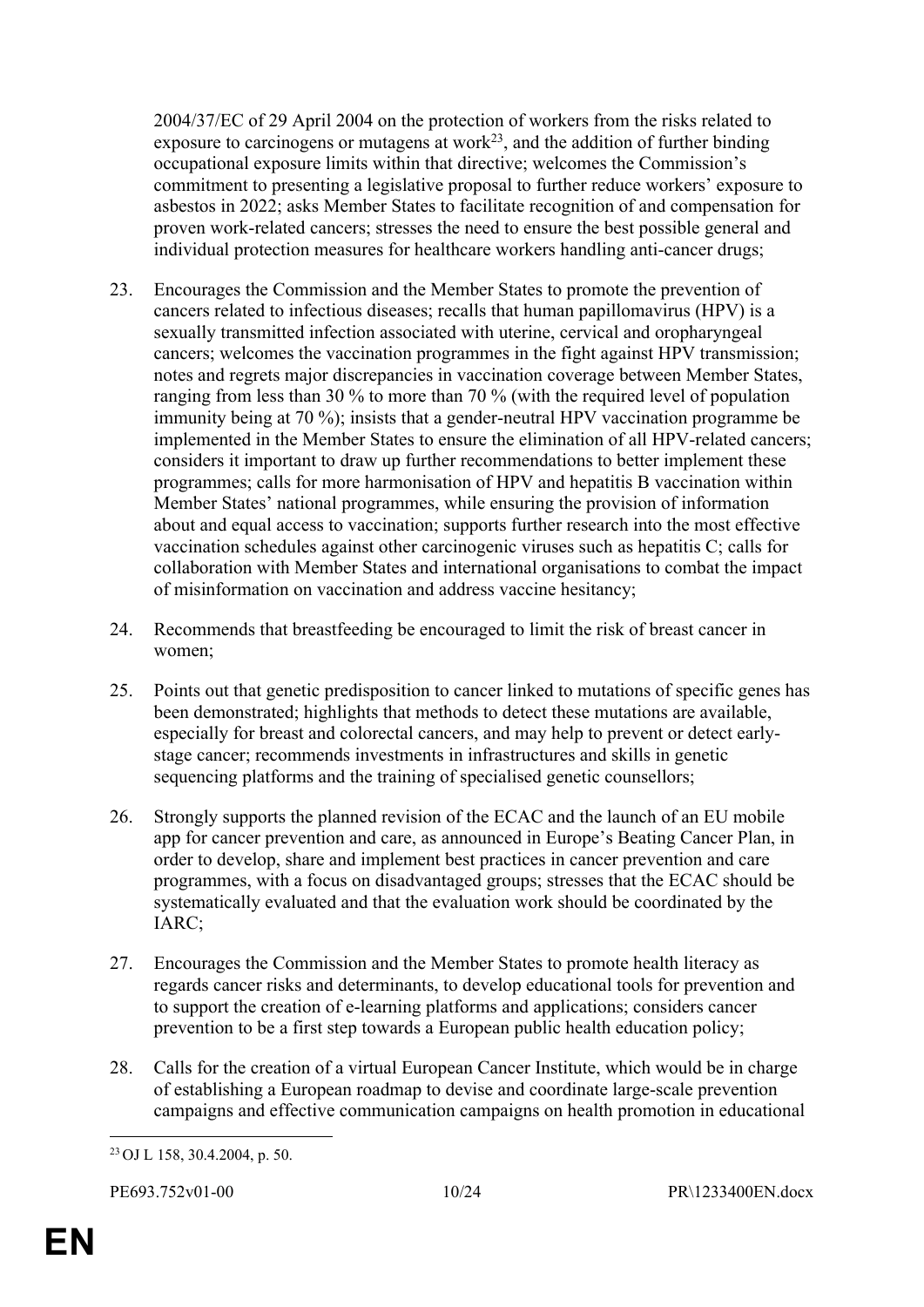2004/37/EC of 29 April 2004 on the protection of workers from the risks related to exposure to carcinogens or mutagens at work[23], and the addition of further binding occupational exposure limits within that directive; welcomes the Commission's commitment to presenting a legislative proposal to further reduce workers' exposure to asbestos in 2022; asks Member States to facilitate recognition of and compensation for proven work-related cancers; stresses the need to ensure the best possible general and individual protection measures for healthcare workers handling anti-cancer drugs;

23. Encourages the Commission and the Member States to promote the prevention of cancers related to infectious diseases; recalls that human papillomavirus (HPV) is a sexually transmitted infection associated with uterine, cervical and oropharyngeal cancers; welcomes the vaccination programmes in the fight against HPV transmission; notes and regrets major discrepancies in vaccination coverage between Member States, ranging from less than 30 % to more than 70 % (with the required level of population immunity being at 70 %); insists that a gender-neutral HPV vaccination programme be implemented in the Member States to ensure the elimination of all HPV-related cancers; considers it important to draw up further recommendations to better implement these programmes; calls for more harmonisation of HPV and hepatitis B vaccination within Member States' national programmes, while ensuring the provision of information about and equal access to vaccination; supports further research into the most effective vaccination schedules against other carcinogenic viruses such as hepatitis C; calls for collaboration with Member States and international organisations to combat the impact of misinformation on vaccination and address vaccine hesitancy;

24. Recommends that breastfeeding be encouraged to limit the risk of breast cancer in women;

25. Points out that genetic predisposition to cancer linked to mutations of specific genes has been demonstrated; highlights that methods to detect these mutations are available, especially for breast and colorectal cancers, and may help to prevent or detect early-stage cancer; recommends investments in infrastructures and skills in genetic sequencing platforms and the training of specialised genetic counsellors;

26. Strongly supports the planned revision of the ECAC and the launch of an EU mobile app for cancer prevention and care, as announced in Europe's Beating Cancer Plan, in order to develop, share and implement best practices in cancer prevention and care programmes, with a focus on disadvantaged groups; stresses that the ECAC should be systematically evaluated and that the evaluation work should be coordinated by the IARC;

27. Encourages the Commission and the Member States to promote health literacy as regards cancer risks and determinants, to develop educational tools for prevention and to support the creation of e-learning platforms and applications; considers cancer prevention to be a first step towards a European public health education policy;

28. Calls for the creation of a virtual European Cancer Institute, which would be in charge of establishing a European roadmap to devise and coordinate large-scale prevention campaigns and effective communication campaigns on health promotion in educational

[23] OJ L 158, 30.4.2004, p. 50.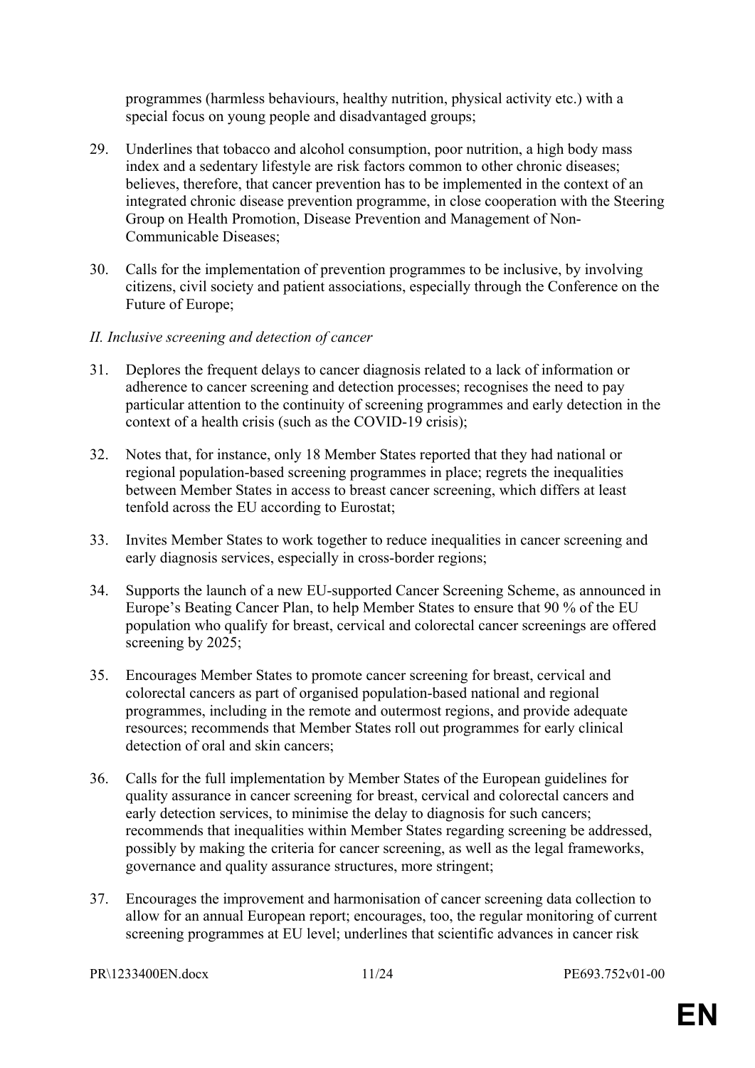programmes (harmless behaviours, healthy nutrition, physical activity etc.) with a special focus on young people and disadvantaged groups;

29. Underlines that tobacco and alcohol consumption, poor nutrition, a high body mass index and a sedentary lifestyle are risk factors common to other chronic diseases; believes, therefore, that cancer prevention has to be implemented in the context of an integrated chronic disease prevention programme, in close cooperation with the Steering Group on Health Promotion, Disease Prevention and Management of Non-Communicable Diseases;

30. Calls for the implementation of prevention programmes to be inclusive, by involving citizens, civil society and patient associations, especially through the Conference on the Future of Europe;

*II. Inclusive screening and detection of cancer*

31. Deplores the frequent delays to cancer diagnosis related to a lack of information or adherence to cancer screening and detection processes; recognises the need to pay particular attention to the continuity of screening programmes and early detection in the context of a health crisis (such as the COVID-19 crisis);

32. Notes that, for instance, only 18 Member States reported that they had national or regional population-based screening programmes in place; regrets the inequalities between Member States in access to breast cancer screening, which differs at least tenfold across the EU according to Eurostat;

33. Invites Member States to work together to reduce inequalities in cancer screening and early diagnosis services, especially in cross-border regions;

34. Supports the launch of a new EU-supported Cancer Screening Scheme, as announced in Europe's Beating Cancer Plan, to help Member States to ensure that 90 % of the EU population who qualify for breast, cervical and colorectal cancer screenings are offered screening by 2025;

35. Encourages Member States to promote cancer screening for breast, cervical and colorectal cancers as part of organised population-based national and regional programmes, including in the remote and outermost regions, and provide adequate resources; recommends that Member States roll out programmes for early clinical detection of oral and skin cancers;

36. Calls for the full implementation by Member States of the European guidelines for quality assurance in cancer screening for breast, cervical and colorectal cancers and early detection services, to minimise the delay to diagnosis for such cancers; recommends that inequalities within Member States regarding screening be addressed, possibly by making the criteria for cancer screening, as well as the legal frameworks, governance and quality assurance structures, more stringent;

37. Encourages the improvement and harmonisation of cancer screening data collection to allow for an annual European report; encourages, too, the regular monitoring of current screening programmes at EU level; underlines that scientific advances in cancer risk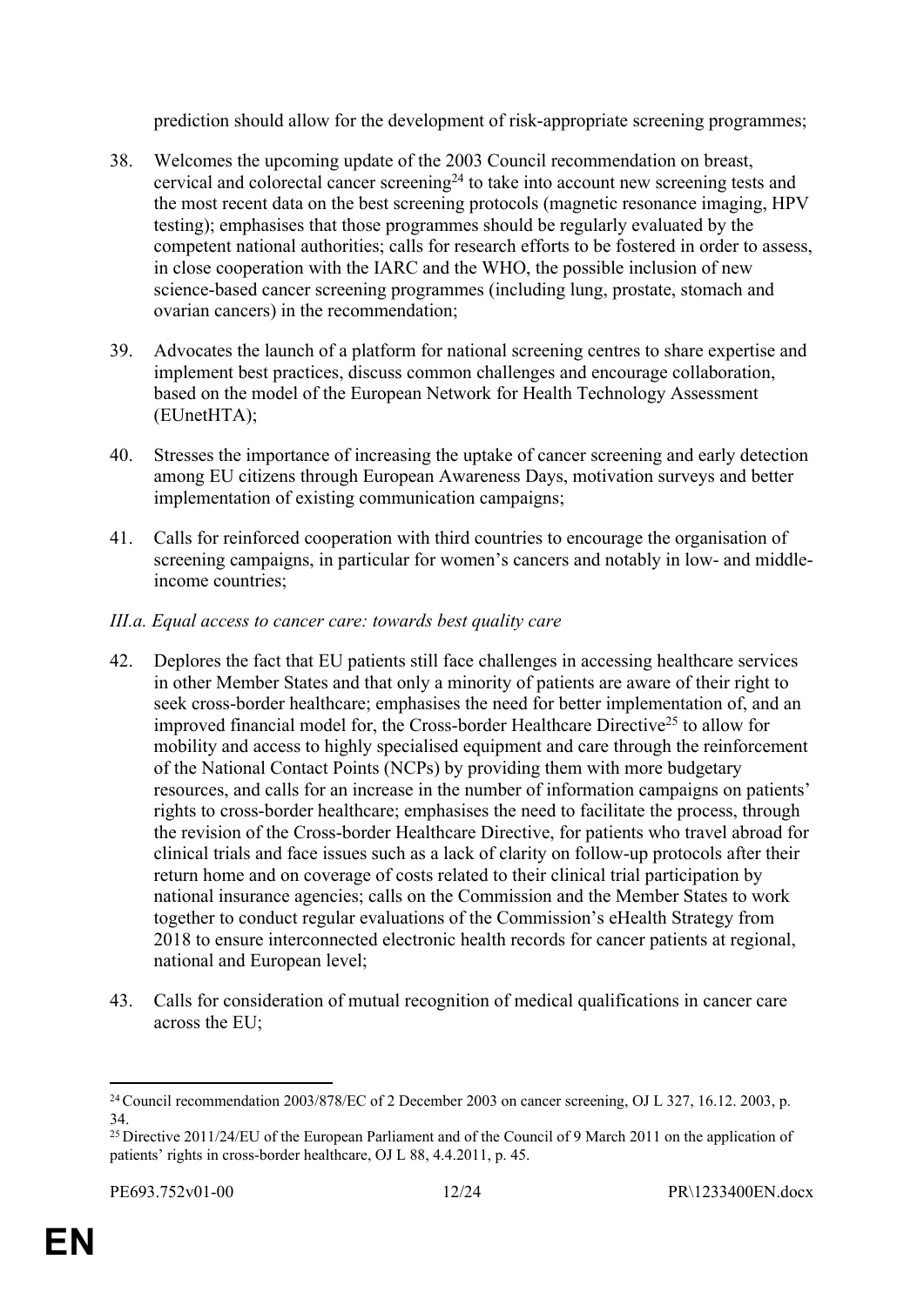prediction should allow for the development of risk-appropriate screening programmes;

38. Welcomes the upcoming update of the 2003 Council recommendation on breast, cervical and colorectal cancer screening[24] to take into account new screening tests and the most recent data on the best screening protocols (magnetic resonance imaging, HPV testing); emphasises that those programmes should be regularly evaluated by the competent national authorities; calls for research efforts to be fostered in order to assess, in close cooperation with the IARC and the WHO, the possible inclusion of new science-based cancer screening programmes (including lung, prostate, stomach and ovarian cancers) in the recommendation;

39. Advocates the launch of a platform for national screening centres to share expertise and implement best practices, discuss common challenges and encourage collaboration, based on the model of the European Network for Health Technology Assessment (EUnetHTA);

40. Stresses the importance of increasing the uptake of cancer screening and early detection among EU citizens through European Awareness Days, motivation surveys and better implementation of existing communication campaigns;

41. Calls for reinforced cooperation with third countries to encourage the organisation of screening campaigns, in particular for women's cancers and notably in low- and middle-income countries;

*III.a. Equal access to cancer care: towards best quality care*

42. Deplores the fact that EU patients still face challenges in accessing healthcare services in other Member States and that only a minority of patients are aware of their right to seek cross-border healthcare; emphasises the need for better implementation of, and an improved financial model for, the Cross-border Healthcare Directive[25] to allow for mobility and access to highly specialised equipment and care through the reinforcement of the National Contact Points (NCPs) by providing them with more budgetary resources, and calls for an increase in the number of information campaigns on patients' rights to cross-border healthcare; emphasises the need to facilitate the process, through the revision of the Cross-border Healthcare Directive, for patients who travel abroad for clinical trials and face issues such as a lack of clarity on follow-up protocols after their return home and on coverage of costs related to their clinical trial participation by national insurance agencies; calls on the Commission and the Member States to work together to conduct regular evaluations of the Commission's eHealth Strategy from 2018 to ensure interconnected electronic health records for cancer patients at regional, national and European level;

43. Calls for consideration of mutual recognition of medical qualifications in cancer care across the EU;

---

[24] Council recommendation 2003/878/EC of 2 December 2003 on cancer screening, OJ L 327, 16.12. 2003, p. 34.

[25] Directive 2011/24/EU of the European Parliament and of the Council of 9 March 2011 on the application of patients' rights in cross-border healthcare, OJ L 88, 4.4.2011, p. 45.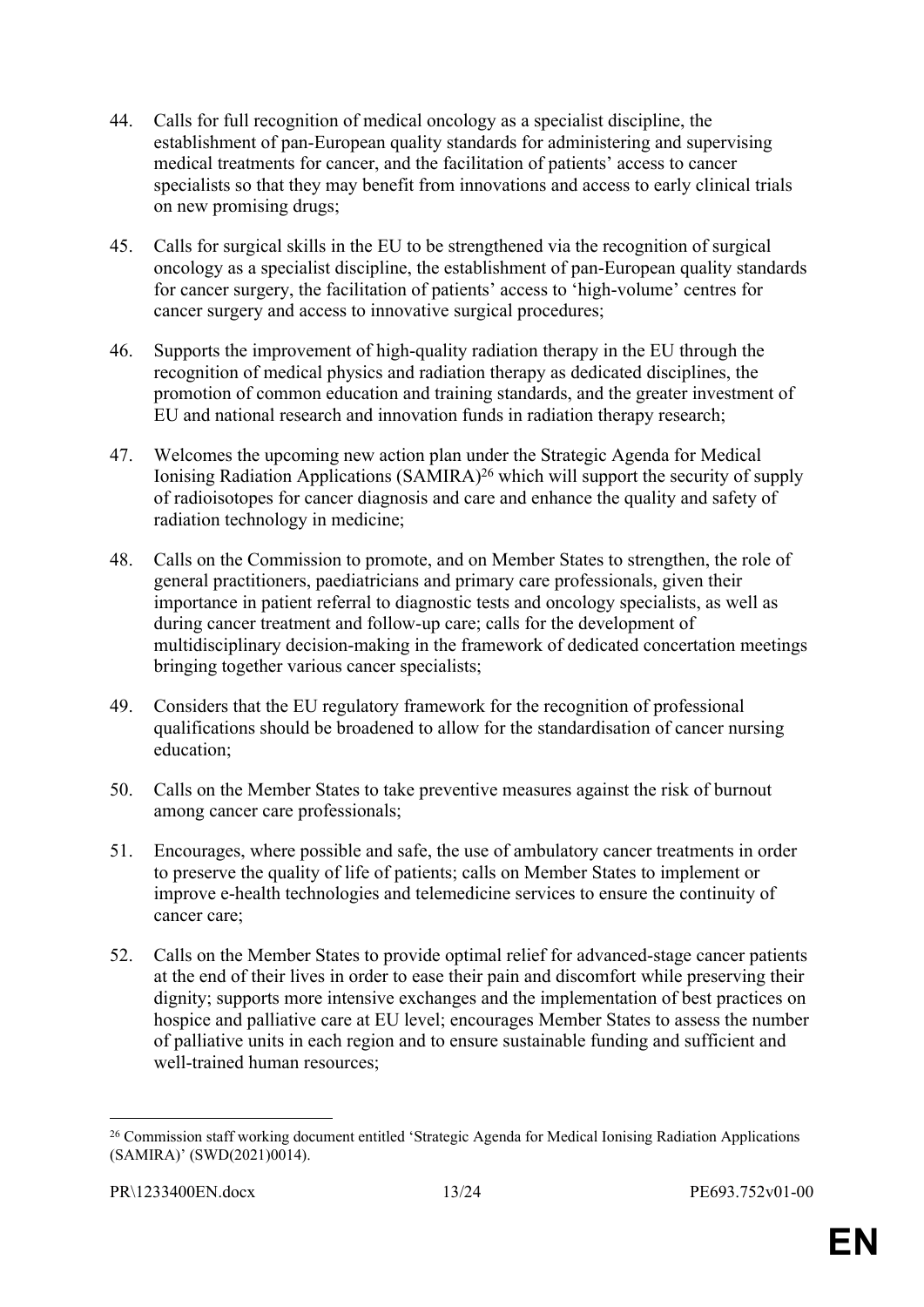44. Calls for full recognition of medical oncology as a specialist discipline, the establishment of pan-European quality standards for administering and supervising medical treatments for cancer, and the facilitation of patients' access to cancer specialists so that they may benefit from innovations and access to early clinical trials on new promising drugs;

45. Calls for surgical skills in the EU to be strengthened via the recognition of surgical oncology as a specialist discipline, the establishment of pan-European quality standards for cancer surgery, the facilitation of patients' access to 'high-volume' centres for cancer surgery and access to innovative surgical procedures;

46. Supports the improvement of high-quality radiation therapy in the EU through the recognition of medical physics and radiation therapy as dedicated disciplines, the promotion of common education and training standards, and the greater investment of EU and national research and innovation funds in radiation therapy research;

47. Welcomes the upcoming new action plan under the Strategic Agenda for Medical Ionising Radiation Applications (SAMIRA)[26] which will support the security of supply of radioisotopes for cancer diagnosis and care and enhance the quality and safety of radiation technology in medicine;

48. Calls on the Commission to promote, and on Member States to strengthen, the role of general practitioners, paediatricians and primary care professionals, given their importance in patient referral to diagnostic tests and oncology specialists, as well as during cancer treatment and follow-up care; calls for the development of multidisciplinary decision-making in the framework of dedicated concertation meetings bringing together various cancer specialists;

49. Considers that the EU regulatory framework for the recognition of professional qualifications should be broadened to allow for the standardisation of cancer nursing education;

50. Calls on the Member States to take preventive measures against the risk of burnout among cancer care professionals;

51. Encourages, where possible and safe, the use of ambulatory cancer treatments in order to preserve the quality of life of patients; calls on Member States to implement or improve e-health technologies and telemedicine services to ensure the continuity of cancer care;

52. Calls on the Member States to provide optimal relief for advanced-stage cancer patients at the end of their lives in order to ease their pain and discomfort while preserving their dignity; supports more intensive exchanges and the implementation of best practices on hospice and palliative care at EU level; encourages Member States to assess the number of palliative units in each region and to ensure sustainable funding and sufficient and well-trained human resources;

[26] Commission staff working document entitled 'Strategic Agenda for Medical Ionising Radiation Applications (SAMIRA)' (SWD(2021)0014).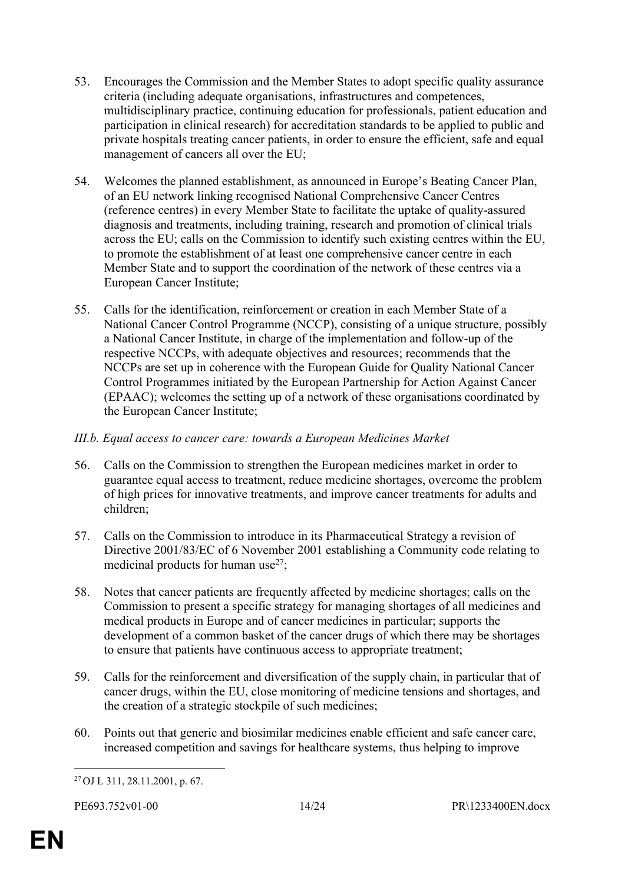53. Encourages the Commission and the Member States to adopt specific quality assurance criteria (including adequate organisations, infrastructures and competences, multidisciplinary practice, continuing education for professionals, patient education and participation in clinical research) for accreditation standards to be applied to public and private hospitals treating cancer patients, in order to ensure the efficient, safe and equal management of cancers all over the EU;

54. Welcomes the planned establishment, as announced in Europe's Beating Cancer Plan, of an EU network linking recognised National Comprehensive Cancer Centres (reference centres) in every Member State to facilitate the uptake of quality-assured diagnosis and treatments, including training, research and promotion of clinical trials across the EU; calls on the Commission to identify such existing centres within the EU, to promote the establishment of at least one comprehensive cancer centre in each Member State and to support the coordination of the network of these centres via a European Cancer Institute;

55. Calls for the identification, reinforcement or creation in each Member State of a National Cancer Control Programme (NCCP), consisting of a unique structure, possibly a National Cancer Institute, in charge of the implementation and follow-up of the respective NCCPs, with adequate objectives and resources; recommends that the NCCPs are set up in coherence with the European Guide for Quality National Cancer Control Programmes initiated by the European Partnership for Action Against Cancer (EPAAC); welcomes the setting up of a network of these organisations coordinated by the European Cancer Institute;

*III.b. Equal access to cancer care: towards a European Medicines Market*

56. Calls on the Commission to strengthen the European medicines market in order to guarantee equal access to treatment, reduce medicine shortages, overcome the problem of high prices for innovative treatments, and improve cancer treatments for adults and children;

57. Calls on the Commission to introduce in its Pharmaceutical Strategy a revision of Directive 2001/83/EC of 6 November 2001 establishing a Community code relating to medicinal products for human use[27];

58. Notes that cancer patients are frequently affected by medicine shortages; calls on the Commission to present a specific strategy for managing shortages of all medicines and medical products in Europe and of cancer medicines in particular; supports the development of a common basket of the cancer drugs of which there may be shortages to ensure that patients have continuous access to appropriate treatment;

59. Calls for the reinforcement and diversification of the supply chain, in particular that of cancer drugs, within the EU, close monitoring of medicine tensions and shortages, and the creation of a strategic stockpile of such medicines;

60. Points out that generic and biosimilar medicines enable efficient and safe cancer care, increased competition and savings for healthcare systems, thus helping to improve

[27] OJ L 311, 28.11.2001, p. 67.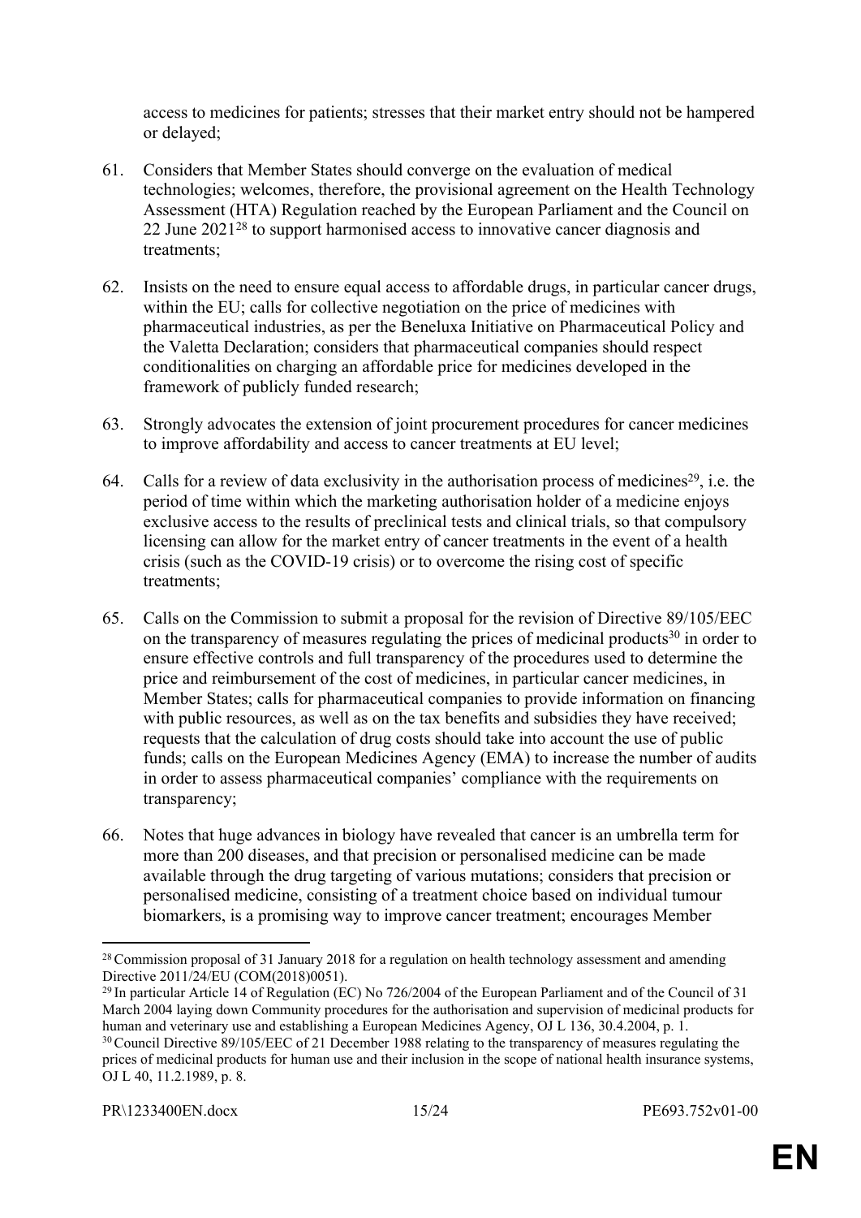access to medicines for patients; stresses that their market entry should not be hampered or delayed;

61. Considers that Member States should converge on the evaluation of medical technologies; welcomes, therefore, the provisional agreement on the Health Technology Assessment (HTA) Regulation reached by the European Parliament and the Council on 22 June 2021[28] to support harmonised access to innovative cancer diagnosis and treatments;

62. Insists on the need to ensure equal access to affordable drugs, in particular cancer drugs, within the EU; calls for collective negotiation on the price of medicines with pharmaceutical industries, as per the Beneluxa Initiative on Pharmaceutical Policy and the Valetta Declaration; considers that pharmaceutical companies should respect conditionalities on charging an affordable price for medicines developed in the framework of publicly funded research;

63. Strongly advocates the extension of joint procurement procedures for cancer medicines to improve affordability and access to cancer treatments at EU level;

64. Calls for a review of data exclusivity in the authorisation process of medicines[29], i.e. the period of time within which the marketing authorisation holder of a medicine enjoys exclusive access to the results of preclinical tests and clinical trials, so that compulsory licensing can allow for the market entry of cancer treatments in the event of a health crisis (such as the COVID-19 crisis) or to overcome the rising cost of specific treatments;

65. Calls on the Commission to submit a proposal for the revision of Directive 89/105/EEC on the transparency of measures regulating the prices of medicinal products[30] in order to ensure effective controls and full transparency of the procedures used to determine the price and reimbursement of the cost of medicines, in particular cancer medicines, in Member States; calls for pharmaceutical companies to provide information on financing with public resources, as well as on the tax benefits and subsidies they have received; requests that the calculation of drug costs should take into account the use of public funds; calls on the European Medicines Agency (EMA) to increase the number of audits in order to assess pharmaceutical companies' compliance with the requirements on transparency;

66. Notes that huge advances in biology have revealed that cancer is an umbrella term for more than 200 diseases, and that precision or personalised medicine can be made available through the drug targeting of various mutations; considers that precision or personalised medicine, consisting of a treatment choice based on individual tumour biomarkers, is a promising way to improve cancer treatment; encourages Member

---

[28] Commission proposal of 31 January 2018 for a regulation on health technology assessment and amending Directive 2011/24/EU (COM(2018)0051).

[29] In particular Article 14 of Regulation (EC) No 726/2004 of the European Parliament and of the Council of 31 March 2004 laying down Community procedures for the authorisation and supervision of medicinal products for human and veterinary use and establishing a European Medicines Agency, OJ L 136, 30.4.2004, p. 1.

[30] Council Directive 89/105/EEC of 21 December 1988 relating to the transparency of measures regulating the prices of medicinal products for human use and their inclusion in the scope of national health insurance systems, OJ L 40, 11.2.1989, p. 8.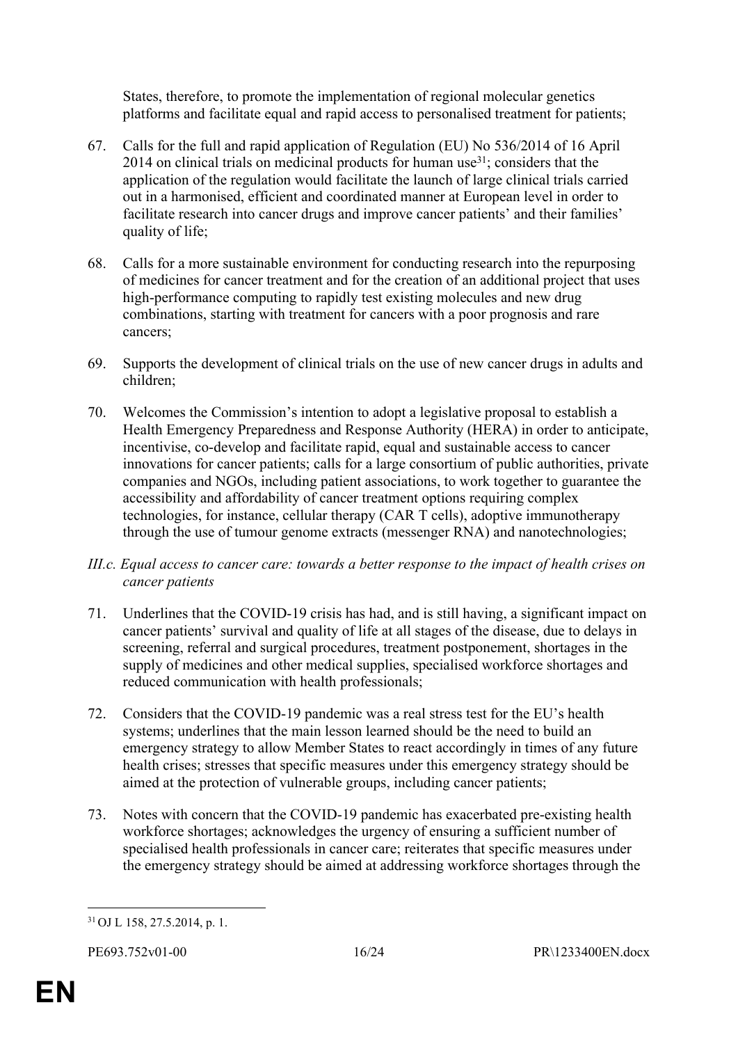States, therefore, to promote the implementation of regional molecular genetics platforms and facilitate equal and rapid access to personalised treatment for patients;

67. Calls for the full and rapid application of Regulation (EU) No 536/2014 of 16 April 2014 on clinical trials on medicinal products for human use[31]; considers that the application of the regulation would facilitate the launch of large clinical trials carried out in a harmonised, efficient and coordinated manner at European level in order to facilitate research into cancer drugs and improve cancer patients' and their families' quality of life;

68. Calls for a more sustainable environment for conducting research into the repurposing of medicines for cancer treatment and for the creation of an additional project that uses high-performance computing to rapidly test existing molecules and new drug combinations, starting with treatment for cancers with a poor prognosis and rare cancers;

69. Supports the development of clinical trials on the use of new cancer drugs in adults and children;

70. Welcomes the Commission's intention to adopt a legislative proposal to establish a Health Emergency Preparedness and Response Authority (HERA) in order to anticipate, incentivise, co-develop and facilitate rapid, equal and sustainable access to cancer innovations for cancer patients; calls for a large consortium of public authorities, private companies and NGOs, including patient associations, to work together to guarantee the accessibility and affordability of cancer treatment options requiring complex technologies, for instance, cellular therapy (CAR T cells), adoptive immunotherapy through the use of tumour genome extracts (messenger RNA) and nanotechnologies;

*III.c. Equal access to cancer care: towards a better response to the impact of health crises on cancer patients*

71. Underlines that the COVID-19 crisis has had, and is still having, a significant impact on cancer patients' survival and quality of life at all stages of the disease, due to delays in screening, referral and surgical procedures, treatment postponement, shortages in the supply of medicines and other medical supplies, specialised workforce shortages and reduced communication with health professionals;

72. Considers that the COVID-19 pandemic was a real stress test for the EU's health systems; underlines that the main lesson learned should be the need to build an emergency strategy to allow Member States to react accordingly in times of any future health crises; stresses that specific measures under this emergency strategy should be aimed at the protection of vulnerable groups, including cancer patients;

73. Notes with concern that the COVID-19 pandemic has exacerbated pre-existing health workforce shortages; acknowledges the urgency of ensuring a sufficient number of specialised health professionals in cancer care; reiterates that specific measures under the emergency strategy should be aimed at addressing workforce shortages through the

[31] OJ L 158, 27.5.2014, p. 1.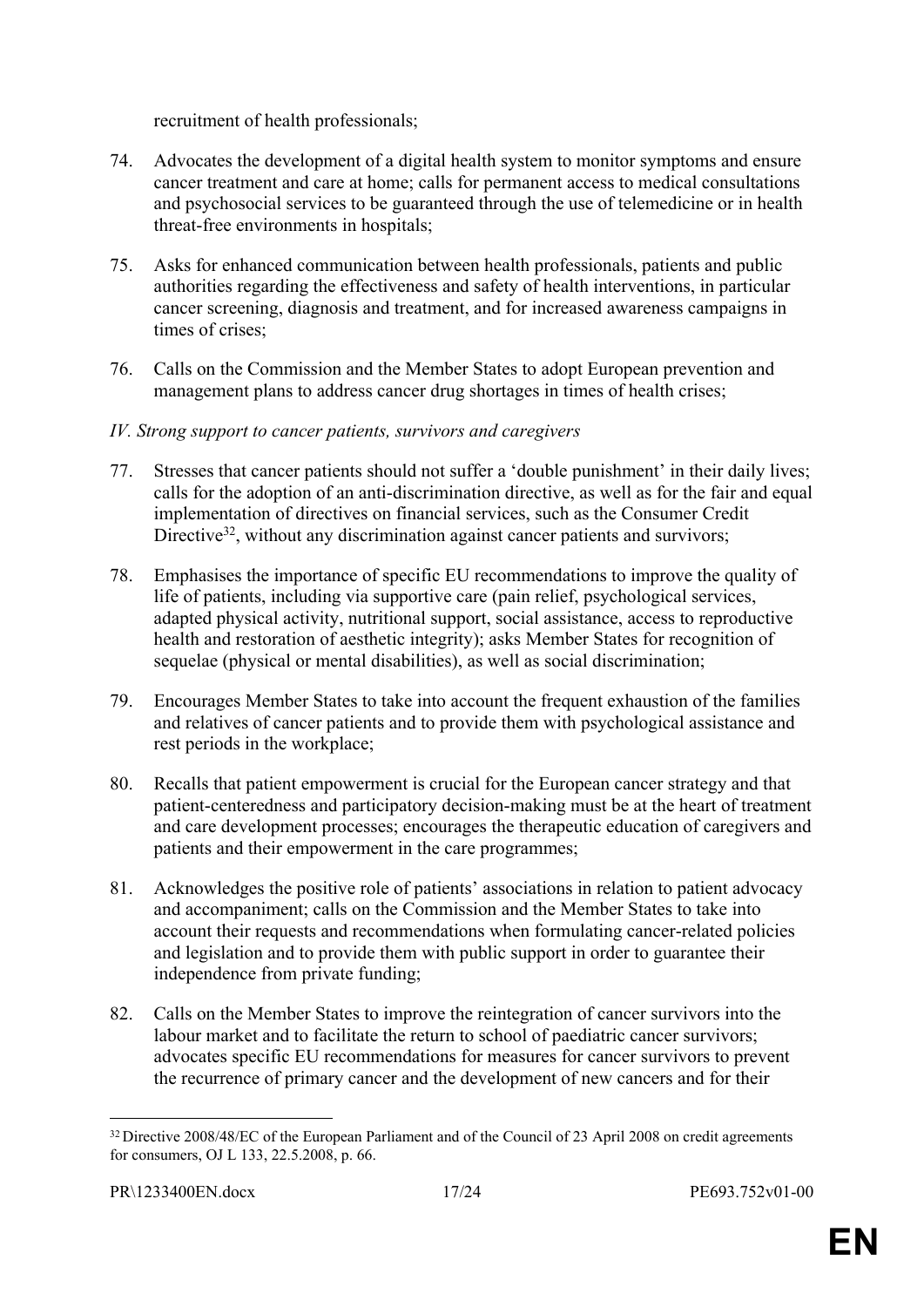recruitment of health professionals;

74. Advocates the development of a digital health system to monitor symptoms and ensure cancer treatment and care at home; calls for permanent access to medical consultations and psychosocial services to be guaranteed through the use of telemedicine or in health threat-free environments in hospitals;

75. Asks for enhanced communication between health professionals, patients and public authorities regarding the effectiveness and safety of health interventions, in particular cancer screening, diagnosis and treatment, and for increased awareness campaigns in times of crises;

76. Calls on the Commission and the Member States to adopt European prevention and management plans to address cancer drug shortages in times of health crises;

*IV. Strong support to cancer patients, survivors and caregivers*

77. Stresses that cancer patients should not suffer a 'double punishment' in their daily lives; calls for the adoption of an anti-discrimination directive, as well as for the fair and equal implementation of directives on financial services, such as the Consumer Credit Directive[32], without any discrimination against cancer patients and survivors;

78. Emphasises the importance of specific EU recommendations to improve the quality of life of patients, including via supportive care (pain relief, psychological services, adapted physical activity, nutritional support, social assistance, access to reproductive health and restoration of aesthetic integrity); asks Member States for recognition of sequelae (physical or mental disabilities), as well as social discrimination;

79. Encourages Member States to take into account the frequent exhaustion of the families and relatives of cancer patients and to provide them with psychological assistance and rest periods in the workplace;

80. Recalls that patient empowerment is crucial for the European cancer strategy and that patient-centeredness and participatory decision-making must be at the heart of treatment and care development processes; encourages the therapeutic education of caregivers and patients and their empowerment in the care programmes;

81. Acknowledges the positive role of patients' associations in relation to patient advocacy and accompaniment; calls on the Commission and the Member States to take into account their requests and recommendations when formulating cancer-related policies and legislation and to provide them with public support in order to guarantee their independence from private funding;

82. Calls on the Member States to improve the reintegration of cancer survivors into the labour market and to facilitate the return to school of paediatric cancer survivors; advocates specific EU recommendations for measures for cancer survivors to prevent the recurrence of primary cancer and the development of new cancers and for their

[32] Directive 2008/48/EC of the European Parliament and of the Council of 23 April 2008 on credit agreements for consumers, OJ L 133, 22.5.2008, p. 66.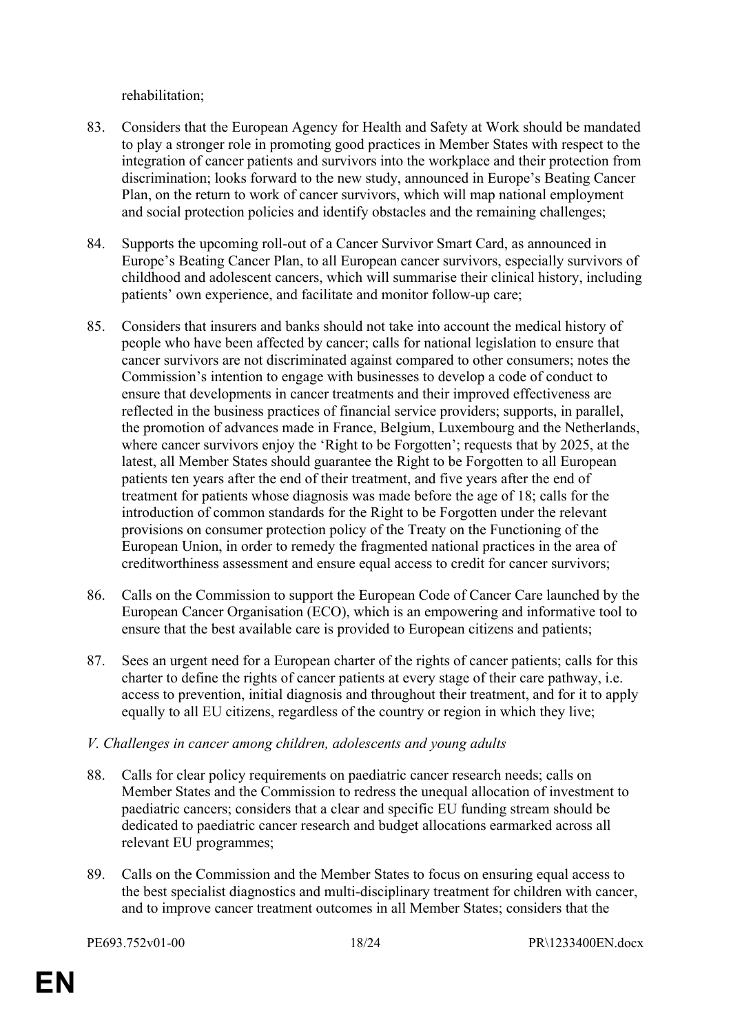rehabilitation;

83. Considers that the European Agency for Health and Safety at Work should be mandated to play a stronger role in promoting good practices in Member States with respect to the integration of cancer patients and survivors into the workplace and their protection from discrimination; looks forward to the new study, announced in Europe's Beating Cancer Plan, on the return to work of cancer survivors, which will map national employment and social protection policies and identify obstacles and the remaining challenges;

84. Supports the upcoming roll-out of a Cancer Survivor Smart Card, as announced in Europe's Beating Cancer Plan, to all European cancer survivors, especially survivors of childhood and adolescent cancers, which will summarise their clinical history, including patients' own experience, and facilitate and monitor follow-up care;

85. Considers that insurers and banks should not take into account the medical history of people who have been affected by cancer; calls for national legislation to ensure that cancer survivors are not discriminated against compared to other consumers; notes the Commission's intention to engage with businesses to develop a code of conduct to ensure that developments in cancer treatments and their improved effectiveness are reflected in the business practices of financial service providers; supports, in parallel, the promotion of advances made in France, Belgium, Luxembourg and the Netherlands, where cancer survivors enjoy the 'Right to be Forgotten'; requests that by 2025, at the latest, all Member States should guarantee the Right to be Forgotten to all European patients ten years after the end of their treatment, and five years after the end of treatment for patients whose diagnosis was made before the age of 18; calls for the introduction of common standards for the Right to be Forgotten under the relevant provisions on consumer protection policy of the Treaty on the Functioning of the European Union, in order to remedy the fragmented national practices in the area of creditworthiness assessment and ensure equal access to credit for cancer survivors;

86. Calls on the Commission to support the European Code of Cancer Care launched by the European Cancer Organisation (ECO), which is an empowering and informative tool to ensure that the best available care is provided to European citizens and patients;

87. Sees an urgent need for a European charter of the rights of cancer patients; calls for this charter to define the rights of cancer patients at every stage of their care pathway, i.e. access to prevention, initial diagnosis and throughout their treatment, and for it to apply equally to all EU citizens, regardless of the country or region in which they live;

*V. Challenges in cancer among children, adolescents and young adults*

88. Calls for clear policy requirements on paediatric cancer research needs; calls on Member States and the Commission to redress the unequal allocation of investment to paediatric cancers; considers that a clear and specific EU funding stream should be dedicated to paediatric cancer research and budget allocations earmarked across all relevant EU programmes;

89. Calls on the Commission and the Member States to focus on ensuring equal access to the best specialist diagnostics and multi-disciplinary treatment for children with cancer, and to improve cancer treatment outcomes in all Member States; considers that the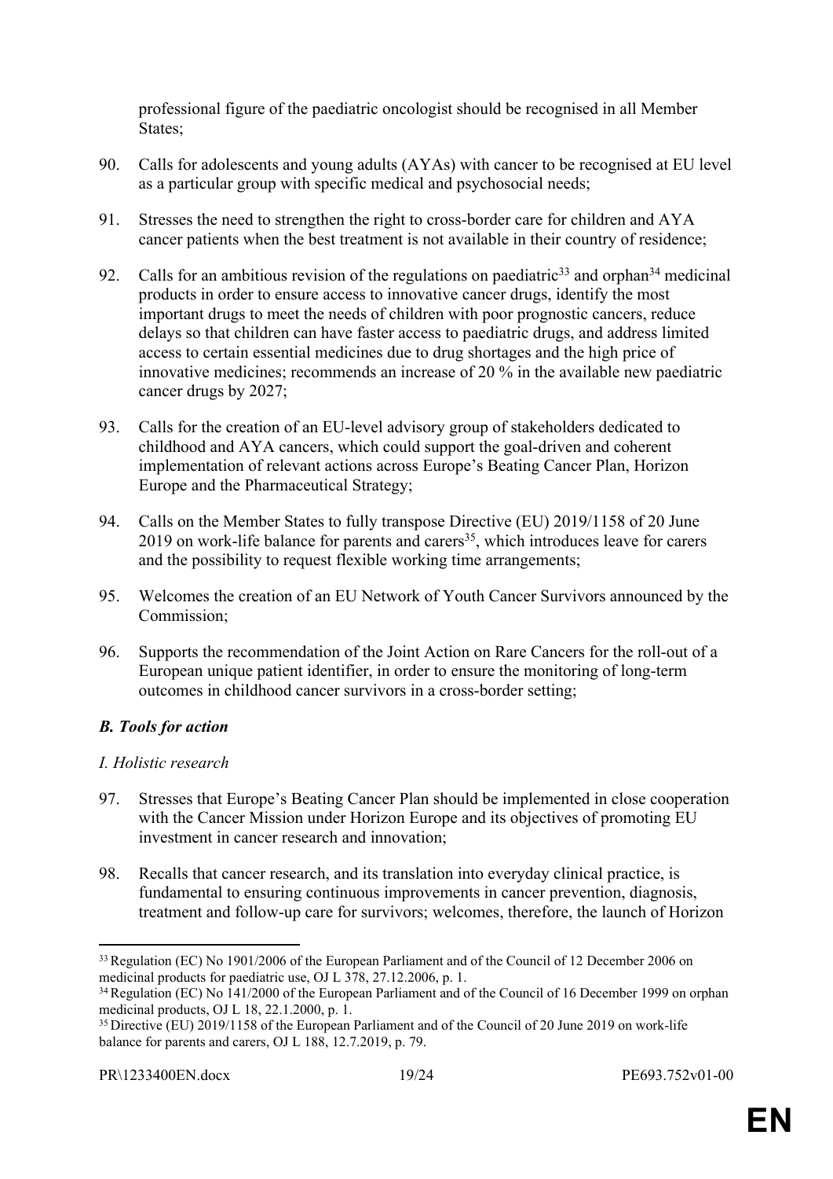professional figure of the paediatric oncologist should be recognised in all Member States;

90. Calls for adolescents and young adults (AYAs) with cancer to be recognised at EU level as a particular group with specific medical and psychosocial needs;

91. Stresses the need to strengthen the right to cross-border care for children and AYA cancer patients when the best treatment is not available in their country of residence;

92. Calls for an ambitious revision of the regulations on paediatric[33] and orphan[34] medicinal products in order to ensure access to innovative cancer drugs, identify the most important drugs to meet the needs of children with poor prognostic cancers, reduce delays so that children can have faster access to paediatric drugs, and address limited access to certain essential medicines due to drug shortages and the high price of innovative medicines; recommends an increase of 20 % in the available new paediatric cancer drugs by 2027;

93. Calls for the creation of an EU-level advisory group of stakeholders dedicated to childhood and AYA cancers, which could support the goal-driven and coherent implementation of relevant actions across Europe's Beating Cancer Plan, Horizon Europe and the Pharmaceutical Strategy;

94. Calls on the Member States to fully transpose Directive (EU) 2019/1158 of 20 June 2019 on work-life balance for parents and carers[35], which introduces leave for carers and the possibility to request flexible working time arrangements;

95. Welcomes the creation of an EU Network of Youth Cancer Survivors announced by the Commission;

96. Supports the recommendation of the Joint Action on Rare Cancers for the roll-out of a European unique patient identifier, in order to ensure the monitoring of long-term outcomes in childhood cancer survivors in a cross-border setting;

***B. Tools for action***

*I. Holistic research*

97. Stresses that Europe's Beating Cancer Plan should be implemented in close cooperation with the Cancer Mission under Horizon Europe and its objectives of promoting EU investment in cancer research and innovation;

98. Recalls that cancer research, and its translation into everyday clinical practice, is fundamental to ensuring continuous improvements in cancer prevention, diagnosis, treatment and follow-up care for survivors; welcomes, therefore, the launch of Horizon

---

[33] Regulation (EC) No 1901/2006 of the European Parliament and of the Council of 12 December 2006 on medicinal products for paediatric use, OJ L 378, 27.12.2006, p. 1.

[34] Regulation (EC) No 141/2000 of the European Parliament and of the Council of 16 December 1999 on orphan medicinal products, OJ L 18, 22.1.2000, p. 1.

[35] Directive (EU) 2019/1158 of the European Parliament and of the Council of 20 June 2019 on work-life balance for parents and carers, OJ L 188, 12.7.2019, p. 79.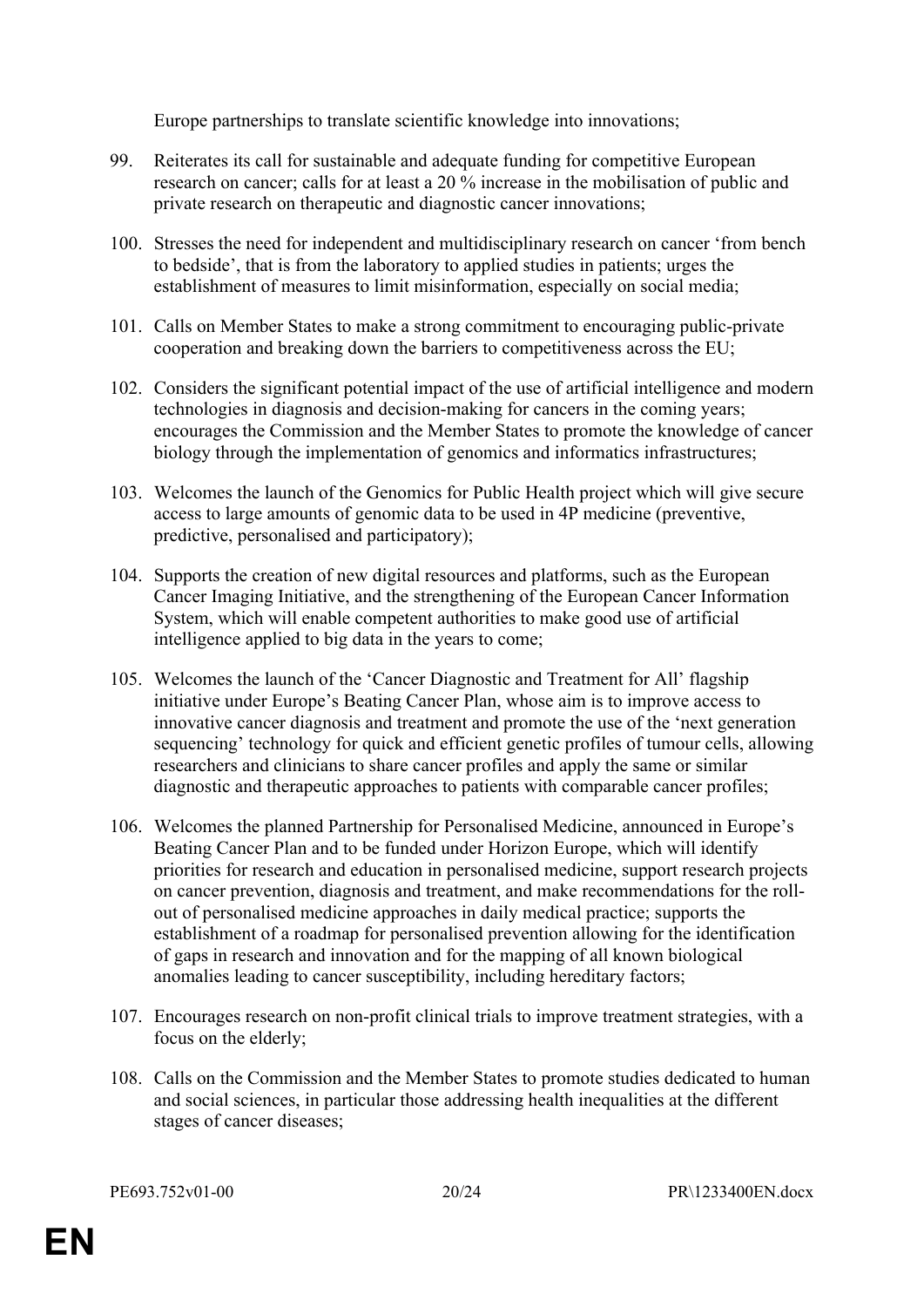Europe partnerships to translate scientific knowledge into innovations;

99. Reiterates its call for sustainable and adequate funding for competitive European research on cancer; calls for at least a 20 % increase in the mobilisation of public and private research on therapeutic and diagnostic cancer innovations;

100. Stresses the need for independent and multidisciplinary research on cancer ‘from bench to bedside’, that is from the laboratory to applied studies in patients; urges the establishment of measures to limit misinformation, especially on social media;

101. Calls on Member States to make a strong commitment to encouraging public-private cooperation and breaking down the barriers to competitiveness across the EU;

102. Considers the significant potential impact of the use of artificial intelligence and modern technologies in diagnosis and decision-making for cancers in the coming years; encourages the Commission and the Member States to promote the knowledge of cancer biology through the implementation of genomics and informatics infrastructures;

103. Welcomes the launch of the Genomics for Public Health project which will give secure access to large amounts of genomic data to be used in 4P medicine (preventive, predictive, personalised and participatory);

104. Supports the creation of new digital resources and platforms, such as the European Cancer Imaging Initiative, and the strengthening of the European Cancer Information System, which will enable competent authorities to make good use of artificial intelligence applied to big data in the years to come;

105. Welcomes the launch of the ‘Cancer Diagnostic and Treatment for All’ flagship initiative under Europe’s Beating Cancer Plan, whose aim is to improve access to innovative cancer diagnosis and treatment and promote the use of the ‘next generation sequencing’ technology for quick and efficient genetic profiles of tumour cells, allowing researchers and clinicians to share cancer profiles and apply the same or similar diagnostic and therapeutic approaches to patients with comparable cancer profiles;

106. Welcomes the planned Partnership for Personalised Medicine, announced in Europe’s Beating Cancer Plan and to be funded under Horizon Europe, which will identify priorities for research and education in personalised medicine, support research projects on cancer prevention, diagnosis and treatment, and make recommendations for the roll-out of personalised medicine approaches in daily medical practice; supports the establishment of a roadmap for personalised prevention allowing for the identification of gaps in research and innovation and for the mapping of all known biological anomalies leading to cancer susceptibility, including hereditary factors;

107. Encourages research on non-profit clinical trials to improve treatment strategies, with a focus on the elderly;

108. Calls on the Commission and the Member States to promote studies dedicated to human and social sciences, in particular those addressing health inequalities at the different stages of cancer diseases;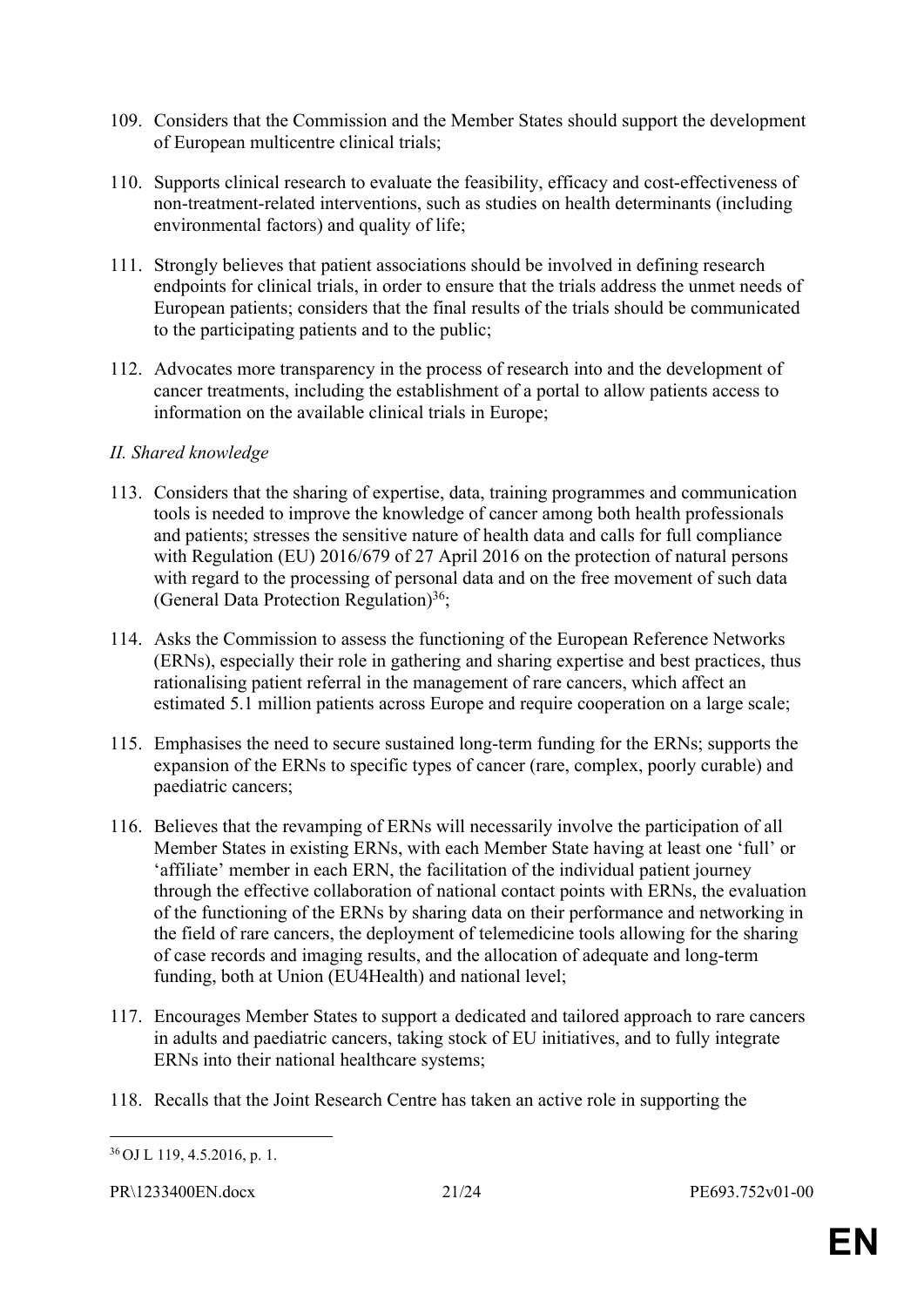109. Considers that the Commission and the Member States should support the development of European multicentre clinical trials;

110. Supports clinical research to evaluate the feasibility, efficacy and cost-effectiveness of non-treatment-related interventions, such as studies on health determinants (including environmental factors) and quality of life;

111. Strongly believes that patient associations should be involved in defining research endpoints for clinical trials, in order to ensure that the trials address the unmet needs of European patients; considers that the final results of the trials should be communicated to the participating patients and to the public;

112. Advocates more transparency in the process of research into and the development of cancer treatments, including the establishment of a portal to allow patients access to information on the available clinical trials in Europe;

*II. Shared knowledge*

113. Considers that the sharing of expertise, data, training programmes and communication tools is needed to improve the knowledge of cancer among both health professionals and patients; stresses the sensitive nature of health data and calls for full compliance with Regulation (EU) 2016/679 of 27 April 2016 on the protection of natural persons with regard to the processing of personal data and on the free movement of such data (General Data Protection Regulation)[36];

114. Asks the Commission to assess the functioning of the European Reference Networks (ERNs), especially their role in gathering and sharing expertise and best practices, thus rationalising patient referral in the management of rare cancers, which affect an estimated 5.1 million patients across Europe and require cooperation on a large scale;

115. Emphasises the need to secure sustained long-term funding for the ERNs; supports the expansion of the ERNs to specific types of cancer (rare, complex, poorly curable) and paediatric cancers;

116. Believes that the revamping of ERNs will necessarily involve the participation of all Member States in existing ERNs, with each Member State having at least one 'full' or 'affiliate' member in each ERN, the facilitation of the individual patient journey through the effective collaboration of national contact points with ERNs, the evaluation of the functioning of the ERNs by sharing data on their performance and networking in the field of rare cancers, the deployment of telemedicine tools allowing for the sharing of case records and imaging results, and the allocation of adequate and long-term funding, both at Union (EU4Health) and national level;

117. Encourages Member States to support a dedicated and tailored approach to rare cancers in adults and paediatric cancers, taking stock of EU initiatives, and to fully integrate ERNs into their national healthcare systems;

118. Recalls that the Joint Research Centre has taken an active role in supporting the

---

[36] OJ L 119, 4.5.2016, p. 1.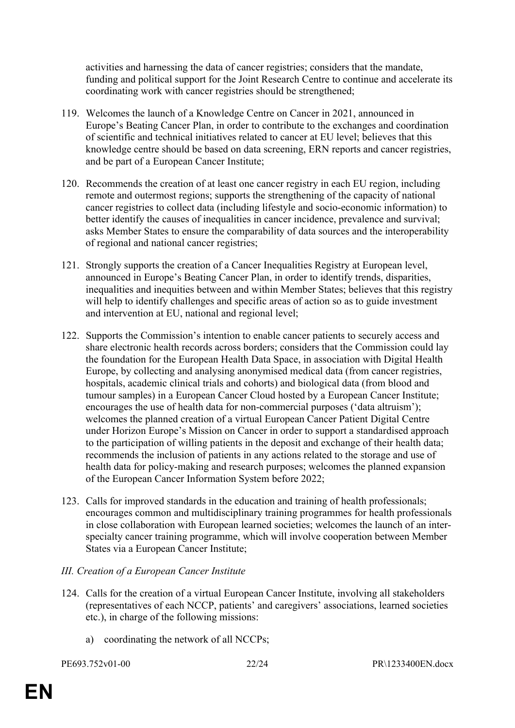activities and harnessing the data of cancer registries; considers that the mandate, funding and political support for the Joint Research Centre to continue and accelerate its coordinating work with cancer registries should be strengthened;

119. Welcomes the launch of a Knowledge Centre on Cancer in 2021, announced in Europe's Beating Cancer Plan, in order to contribute to the exchanges and coordination of scientific and technical initiatives related to cancer at EU level; believes that this knowledge centre should be based on data screening, ERN reports and cancer registries, and be part of a European Cancer Institute;

120. Recommends the creation of at least one cancer registry in each EU region, including remote and outermost regions; supports the strengthening of the capacity of national cancer registries to collect data (including lifestyle and socio-economic information) to better identify the causes of inequalities in cancer incidence, prevalence and survival; asks Member States to ensure the comparability of data sources and the interoperability of regional and national cancer registries;

121. Strongly supports the creation of a Cancer Inequalities Registry at European level, announced in Europe's Beating Cancer Plan, in order to identify trends, disparities, inequalities and inequities between and within Member States; believes that this registry will help to identify challenges and specific areas of action so as to guide investment and intervention at EU, national and regional level;

122. Supports the Commission's intention to enable cancer patients to securely access and share electronic health records across borders; considers that the Commission could lay the foundation for the European Health Data Space, in association with Digital Health Europe, by collecting and analysing anonymised medical data (from cancer registries, hospitals, academic clinical trials and cohorts) and biological data (from blood and tumour samples) in a European Cancer Cloud hosted by a European Cancer Institute; encourages the use of health data for non-commercial purposes ('data altruism'); welcomes the planned creation of a virtual European Cancer Patient Digital Centre under Horizon Europe's Mission on Cancer in order to support a standardised approach to the participation of willing patients in the deposit and exchange of their health data; recommends the inclusion of patients in any actions related to the storage and use of health data for policy-making and research purposes; welcomes the planned expansion of the European Cancer Information System before 2022;

123. Calls for improved standards in the education and training of health professionals; encourages common and multidisciplinary training programmes for health professionals in close collaboration with European learned societies; welcomes the launch of an inter-specialty cancer training programme, which will involve cooperation between Member States via a European Cancer Institute;

*III. Creation of a European Cancer Institute*

124. Calls for the creation of a virtual European Cancer Institute, involving all stakeholders (representatives of each NCCP, patients' and caregivers' associations, learned societies etc.), in charge of the following missions:

    a) coordinating the network of all NCCPs;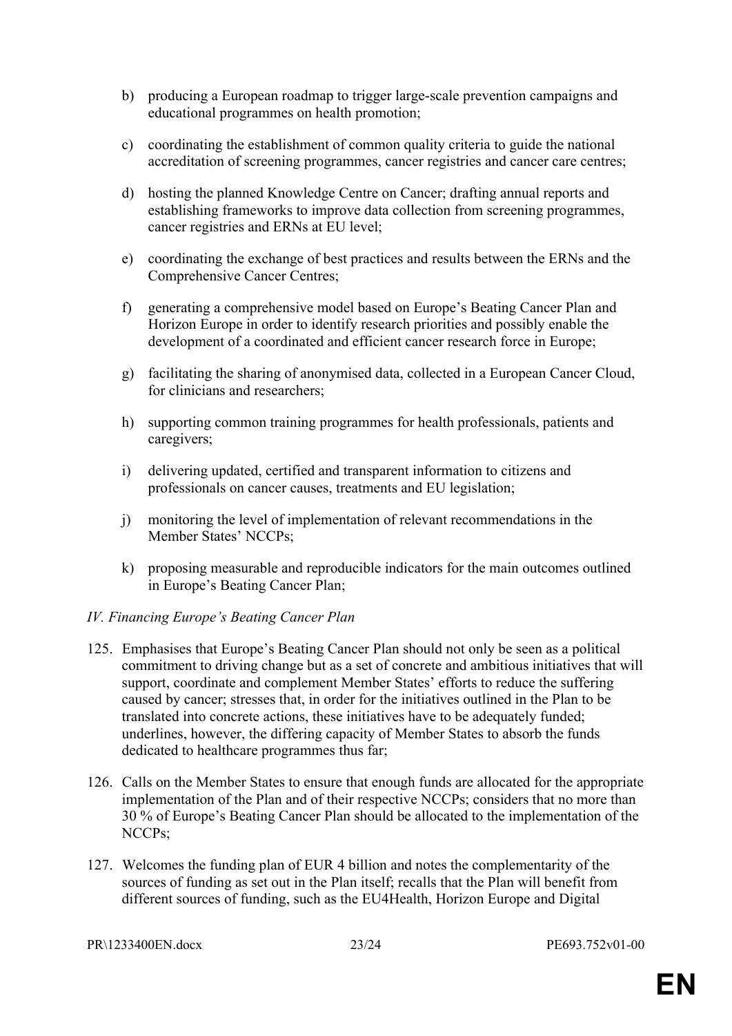b) producing a European roadmap to trigger large-scale prevention campaigns and educational programmes on health promotion;

c) coordinating the establishment of common quality criteria to guide the national accreditation of screening programmes, cancer registries and cancer care centres;

d) hosting the planned Knowledge Centre on Cancer; drafting annual reports and establishing frameworks to improve data collection from screening programmes, cancer registries and ERNs at EU level;

e) coordinating the exchange of best practices and results between the ERNs and the Comprehensive Cancer Centres;

f) generating a comprehensive model based on Europe's Beating Cancer Plan and Horizon Europe in order to identify research priorities and possibly enable the development of a coordinated and efficient cancer research force in Europe;

g) facilitating the sharing of anonymised data, collected in a European Cancer Cloud, for clinicians and researchers;

h) supporting common training programmes for health professionals, patients and caregivers;

i) delivering updated, certified and transparent information to citizens and professionals on cancer causes, treatments and EU legislation;

j) monitoring the level of implementation of relevant recommendations in the Member States' NCCPs;

k) proposing measurable and reproducible indicators for the main outcomes outlined in Europe's Beating Cancer Plan;

*IV. Financing Europe's Beating Cancer Plan*

125. Emphasises that Europe's Beating Cancer Plan should not only be seen as a political commitment to driving change but as a set of concrete and ambitious initiatives that will support, coordinate and complement Member States' efforts to reduce the suffering caused by cancer; stresses that, in order for the initiatives outlined in the Plan to be translated into concrete actions, these initiatives have to be adequately funded; underlines, however, the differing capacity of Member States to absorb the funds dedicated to healthcare programmes thus far;

126. Calls on the Member States to ensure that enough funds are allocated for the appropriate implementation of the Plan and of their respective NCCPs; considers that no more than 30 % of Europe's Beating Cancer Plan should be allocated to the implementation of the NCCPs;

127. Welcomes the funding plan of EUR 4 billion and notes the complementarity of the sources of funding as set out in the Plan itself; recalls that the Plan will benefit from different sources of funding, such as the EU4Health, Horizon Europe and Digital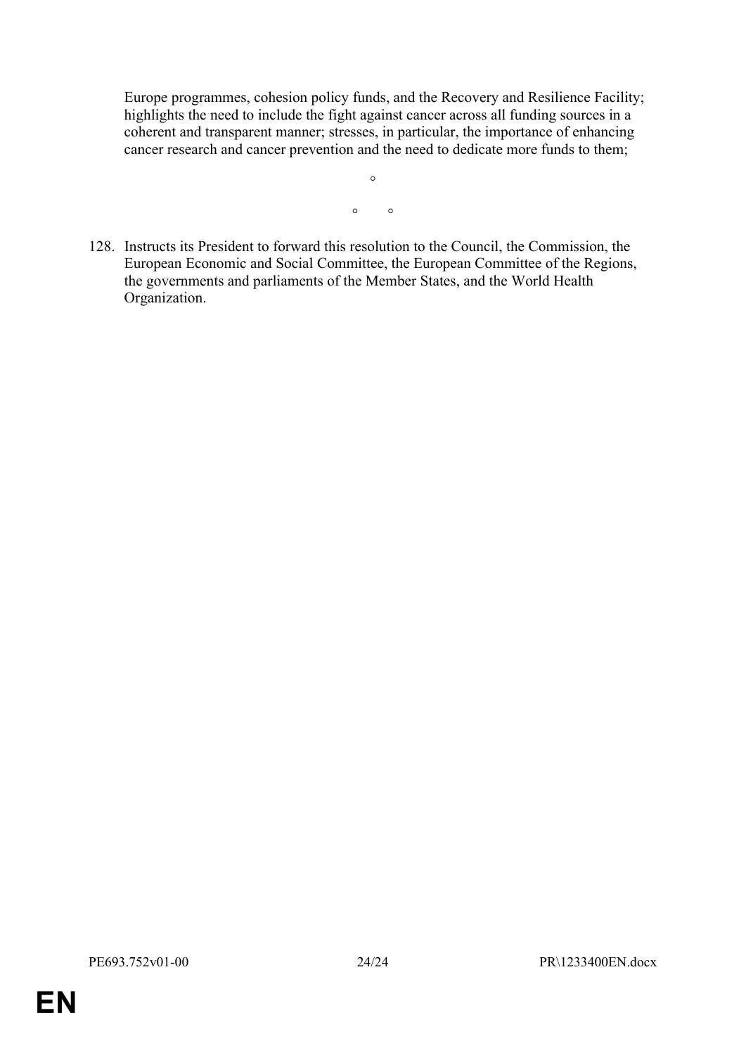Europe programmes, cohesion policy funds, and the Recovery and Resilience Facility; highlights the need to include the fight against cancer across all funding sources in a coherent and transparent manner; stresses, in particular, the importance of enhancing cancer research and cancer prevention and the need to dedicate more funds to them;

°

° °

128. Instructs its President to forward this resolution to the Council, the Commission, the European Economic and Social Committee, the European Committee of the Regions, the governments and parliaments of the Member States, and the World Health Organization.